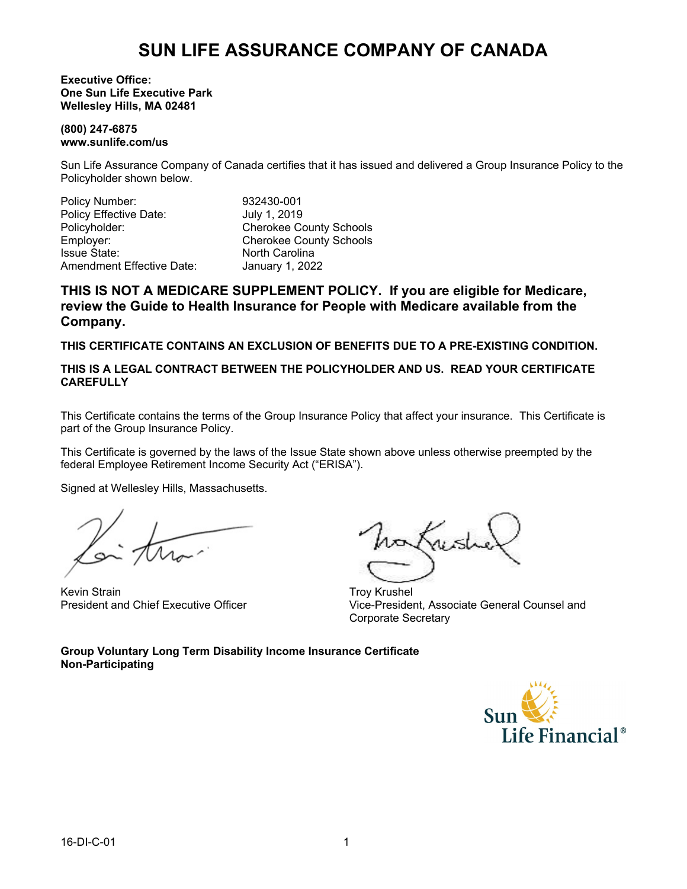# SUN LIFE ASSURANCE COMPANY OF CANADA

**Executive Office:**
**One Sun Life Executive Park**
**Wellesley Hills, MA 02481**

**(800) 247-6875**
**www.sunlife.com/us**

Sun Life Assurance Company of Canada certifies that it has issued and delivered a Group Insurance Policy to the Policyholder shown below.

| | |
|---|---|
| Policy Number: | 932430-001 |
| Policy Effective Date: | July 1, 2019 |
| Policyholder: | Cherokee County Schools |
| Employer: | Cherokee County Schools |
| Issue State: | North Carolina |
| Amendment Effective Date: | January 1, 2022 |

**THIS IS NOT A MEDICARE SUPPLEMENT POLICY. If you are eligible for Medicare, review the Guide to Health Insurance for People with Medicare available from the Company.**

**THIS CERTIFICATE CONTAINS AN EXCLUSION OF BENEFITS DUE TO A PRE-EXISTING CONDITION.**

**THIS IS A LEGAL CONTRACT BETWEEN THE POLICYHOLDER AND US. READ YOUR CERTIFICATE CAREFULLY**

This Certificate contains the terms of the Group Insurance Policy that affect your insurance. This Certificate is part of the Group Insurance Policy.

This Certificate is governed by the laws of the Issue State shown above unless otherwise preempted by the federal Employee Retirement Income Security Act ("ERISA").

Signed at Wellesley Hills, Massachusetts.

Kevin Strain
President and Chief Executive Officer

Troy Krushel
Vice-President, Associate General Counsel and Corporate Secretary

**Group Voluntary Long Term Disability Income Insurance Certificate**
**Non-Participating**

Sun Life Financial®

16-DI-C-01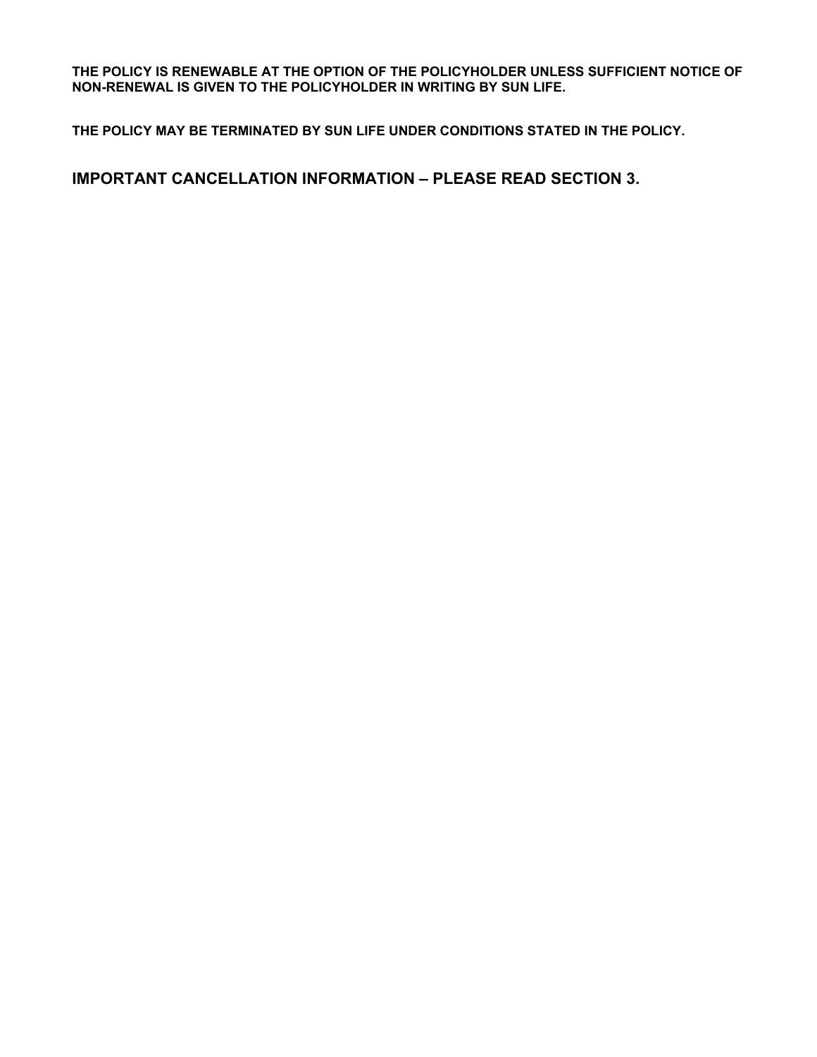**THE POLICY IS RENEWABLE AT THE OPTION OF THE POLICYHOLDER UNLESS SUFFICIENT NOTICE OF NON-RENEWAL IS GIVEN TO THE POLICYHOLDER IN WRITING BY SUN LIFE.**

**THE POLICY MAY BE TERMINATED BY SUN LIFE UNDER CONDITIONS STATED IN THE POLICY.**

## IMPORTANT CANCELLATION INFORMATION – PLEASE READ SECTION 3.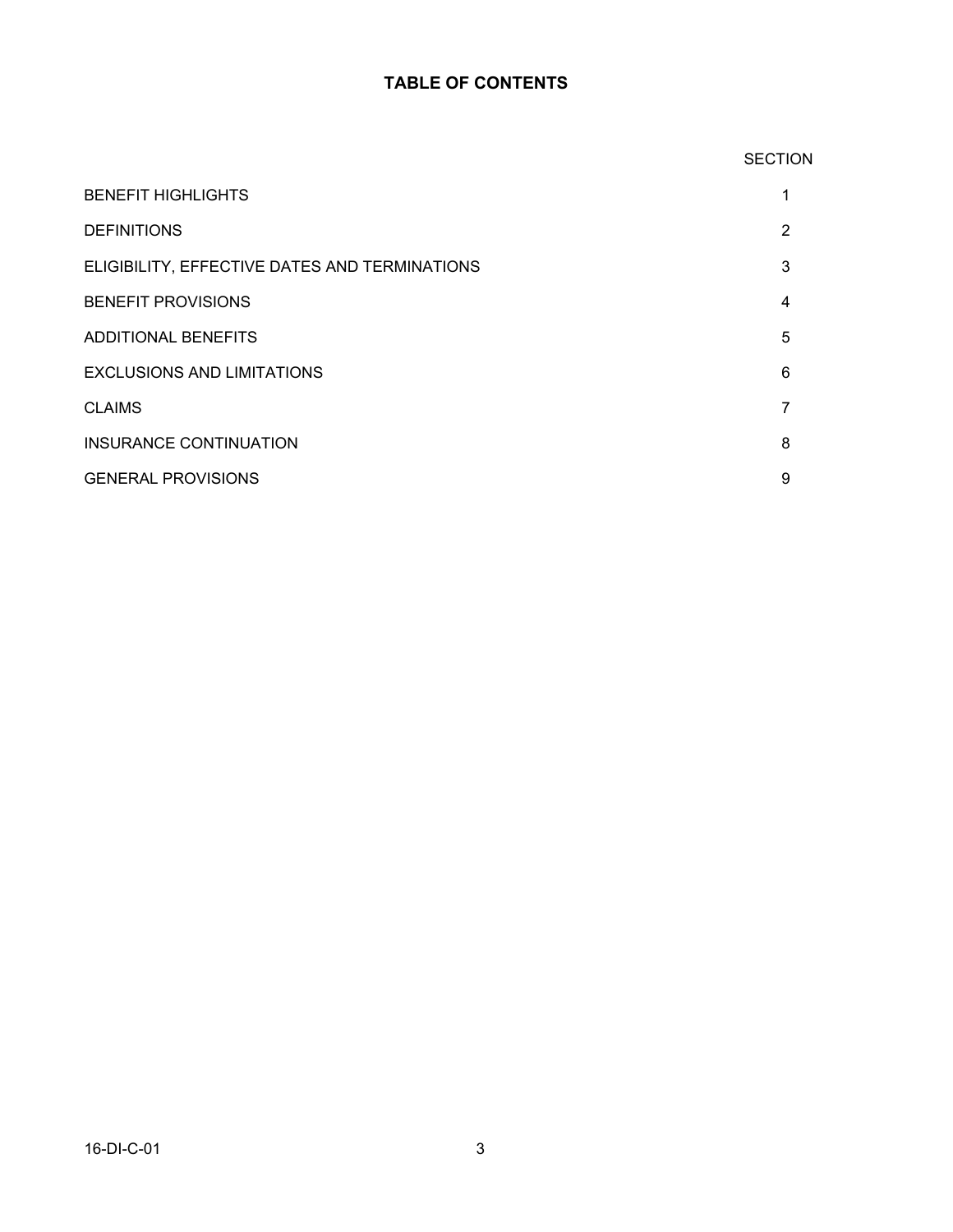# TABLE OF CONTENTS

| | SECTION |
|---|---|
| BENEFIT HIGHLIGHTS | 1 |
| DEFINITIONS | 2 |
| ELIGIBILITY, EFFECTIVE DATES AND TERMINATIONS | 3 |
| BENEFIT PROVISIONS | 4 |
| ADDITIONAL BENEFITS | 5 |
| EXCLUSIONS AND LIMITATIONS | 6 |
| CLAIMS | 7 |
| INSURANCE CONTINUATION | 8 |
| GENERAL PROVISIONS | 9 |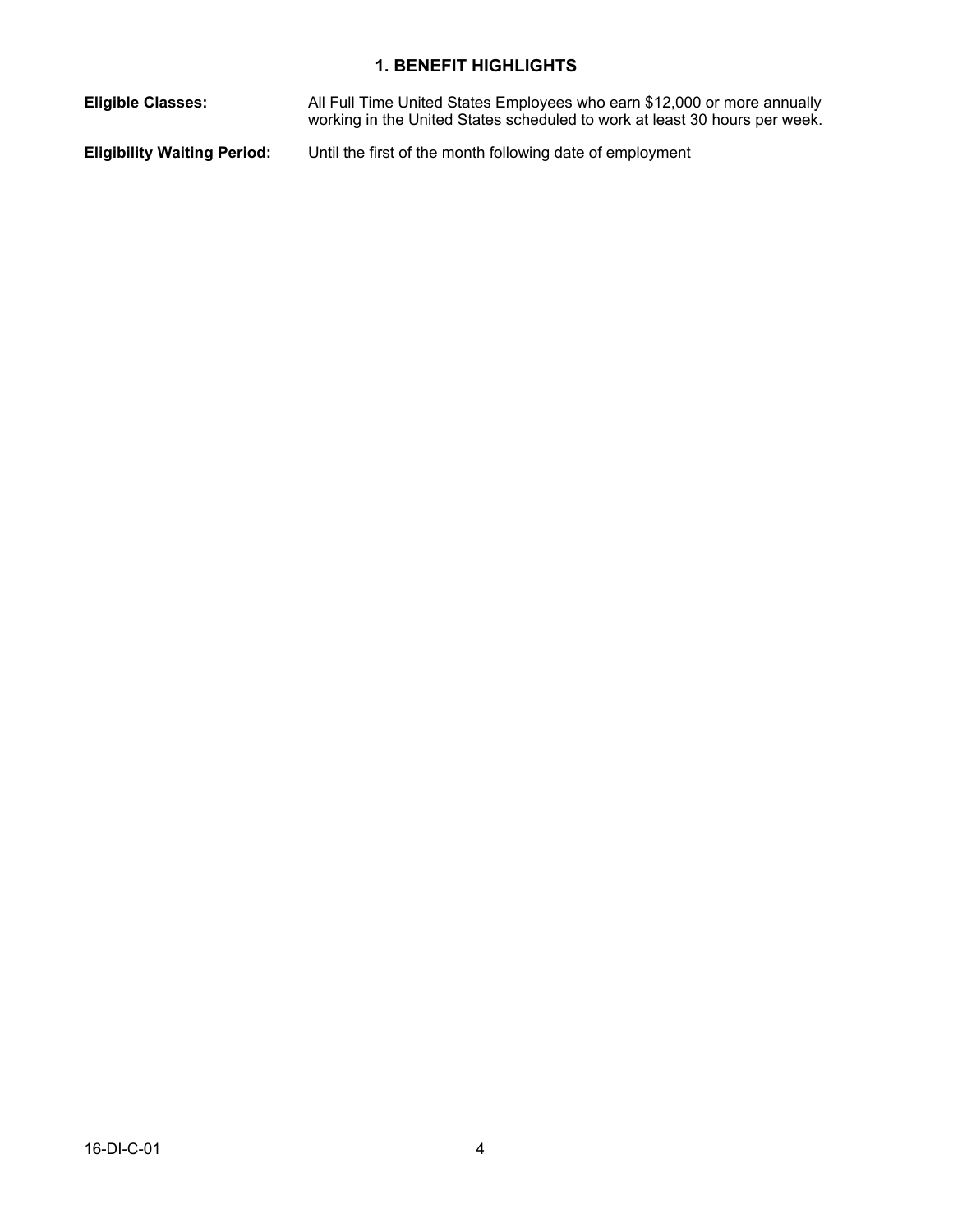# 1. BENEFIT HIGHLIGHTS

**Eligible Classes:** All Full Time United States Employees who earn $12,000 or more annually working in the United States scheduled to work at least 30 hours per week.

**Eligibility Waiting Period:** Until the first of the month following date of employment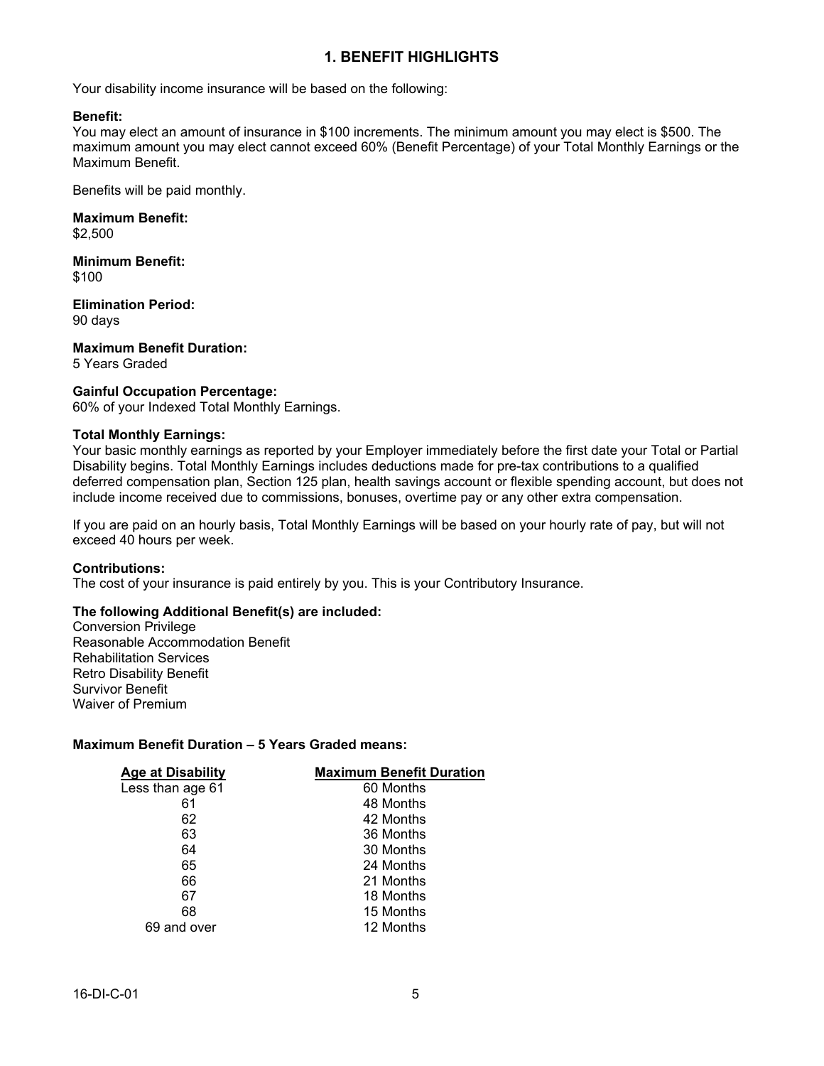## 1. BENEFIT HIGHLIGHTS

Your disability income insurance will be based on the following:

**Benefit:**
You may elect an amount of insurance in $100 increments. The minimum amount you may elect is $500. The maximum amount you may elect cannot exceed 60% (Benefit Percentage) of your Total Monthly Earnings or the Maximum Benefit.

Benefits will be paid monthly.

**Maximum Benefit:**
$2,500

**Minimum Benefit:**
$100

**Elimination Period:**
90 days

**Maximum Benefit Duration:**
5 Years Graded

**Gainful Occupation Percentage:**
60% of your Indexed Total Monthly Earnings.

**Total Monthly Earnings:**
Your basic monthly earnings as reported by your Employer immediately before the first date your Total or Partial Disability begins. Total Monthly Earnings includes deductions made for pre-tax contributions to a qualified deferred compensation plan, Section 125 plan, health savings account or flexible spending account, but does not include income received due to commissions, bonuses, overtime pay or any other extra compensation.

If you are paid on an hourly basis, Total Monthly Earnings will be based on your hourly rate of pay, but will not exceed 40 hours per week.

**Contributions:**
The cost of your insurance is paid entirely by you. This is your Contributory Insurance.

**The following Additional Benefit(s) are included:**
Conversion Privilege
Reasonable Accommodation Benefit
Rehabilitation Services
Retro Disability Benefit
Survivor Benefit
Waiver of Premium

**Maximum Benefit Duration – 5 Years Graded means:**

| Age at Disability | Maximum Benefit Duration |
|---|---|
| Less than age 61 | 60 Months |
| 61 | 48 Months |
| 62 | 42 Months |
| 63 | 36 Months |
| 64 | 30 Months |
| 65 | 24 Months |
| 66 | 21 Months |
| 67 | 18 Months |
| 68 | 15 Months |
| 69 and over | 12 Months |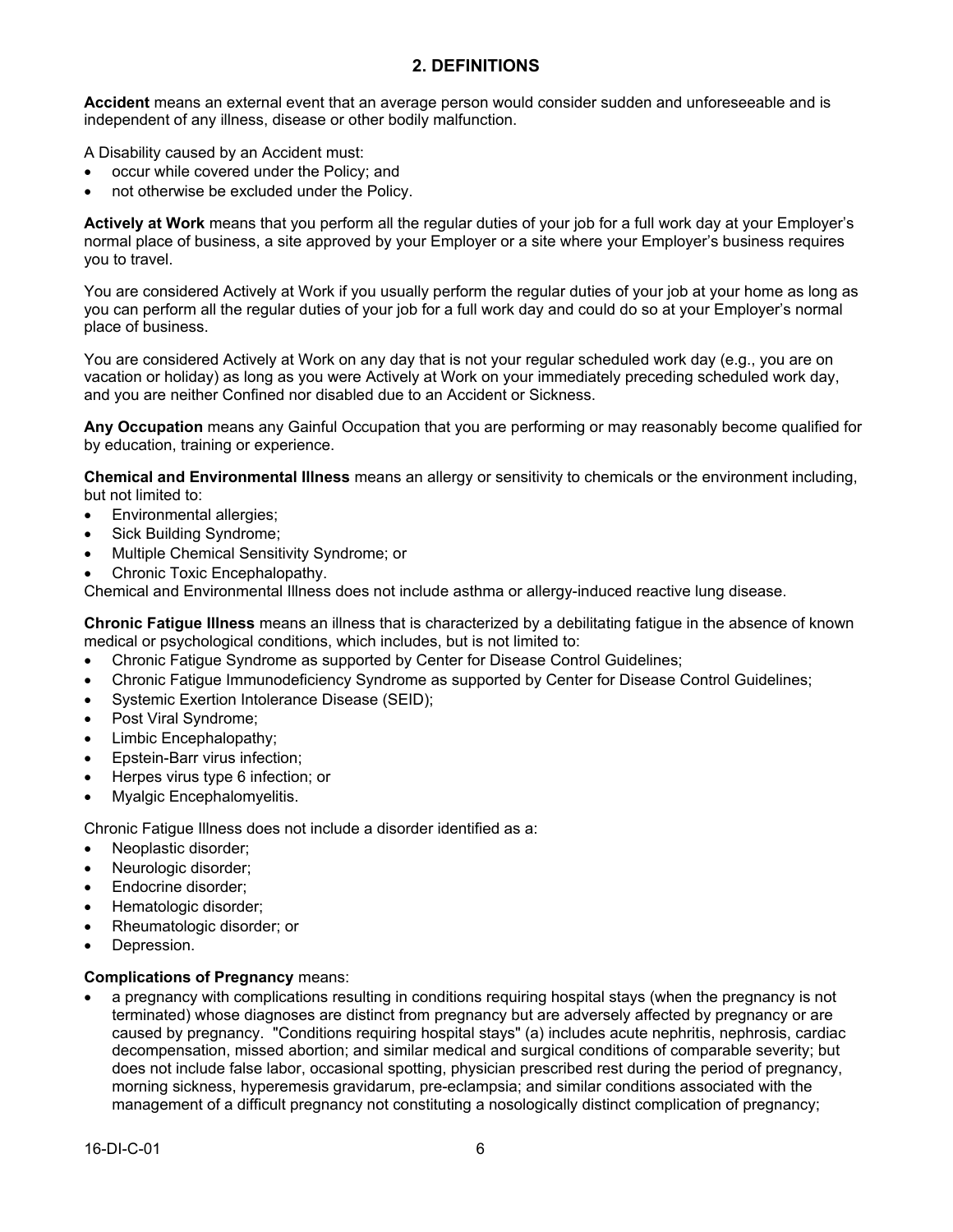## 2. DEFINITIONS

**Accident** means an external event that an average person would consider sudden and unforeseeable and is independent of any illness, disease or other bodily malfunction.

A Disability caused by an Accident must:

- occur while covered under the Policy; and
- not otherwise be excluded under the Policy.

**Actively at Work** means that you perform all the regular duties of your job for a full work day at your Employer's normal place of business, a site approved by your Employer or a site where your Employer's business requires you to travel.

You are considered Actively at Work if you usually perform the regular duties of your job at your home as long as you can perform all the regular duties of your job for a full work day and could do so at your Employer's normal place of business.

You are considered Actively at Work on any day that is not your regular scheduled work day (e.g., you are on vacation or holiday) as long as you were Actively at Work on your immediately preceding scheduled work day, and you are neither Confined nor disabled due to an Accident or Sickness.

**Any Occupation** means any Gainful Occupation that you are performing or may reasonably become qualified for by education, training or experience.

**Chemical and Environmental Illness** means an allergy or sensitivity to chemicals or the environment including, but not limited to:

- Environmental allergies;
- Sick Building Syndrome;
- Multiple Chemical Sensitivity Syndrome; or
- Chronic Toxic Encephalopathy.

Chemical and Environmental Illness does not include asthma or allergy-induced reactive lung disease.

**Chronic Fatigue Illness** means an illness that is characterized by a debilitating fatigue in the absence of known medical or psychological conditions, which includes, but is not limited to:

- Chronic Fatigue Syndrome as supported by Center for Disease Control Guidelines;
- Chronic Fatigue Immunodeficiency Syndrome as supported by Center for Disease Control Guidelines;
- Systemic Exertion Intolerance Disease (SEID);
- Post Viral Syndrome;
- Limbic Encephalopathy;
- Epstein-Barr virus infection;
- Herpes virus type 6 infection; or
- Myalgic Encephalomyelitis.

Chronic Fatigue Illness does not include a disorder identified as a:

- Neoplastic disorder;
- Neurologic disorder;
- Endocrine disorder;
- Hematologic disorder;
- Rheumatologic disorder; or
- Depression.

**Complications of Pregnancy** means:

- a pregnancy with complications resulting in conditions requiring hospital stays (when the pregnancy is not terminated) whose diagnoses are distinct from pregnancy but are adversely affected by pregnancy or are caused by pregnancy. "Conditions requiring hospital stays" (a) includes acute nephritis, nephrosis, cardiac decompensation, missed abortion; and similar medical and surgical conditions of comparable severity; but does not include false labor, occasional spotting, physician prescribed rest during the period of pregnancy, morning sickness, hyperemesis gravidarum, pre-eclampsia; and similar conditions associated with the management of a difficult pregnancy not constituting a nosologically distinct complication of pregnancy;

16-DI-C-01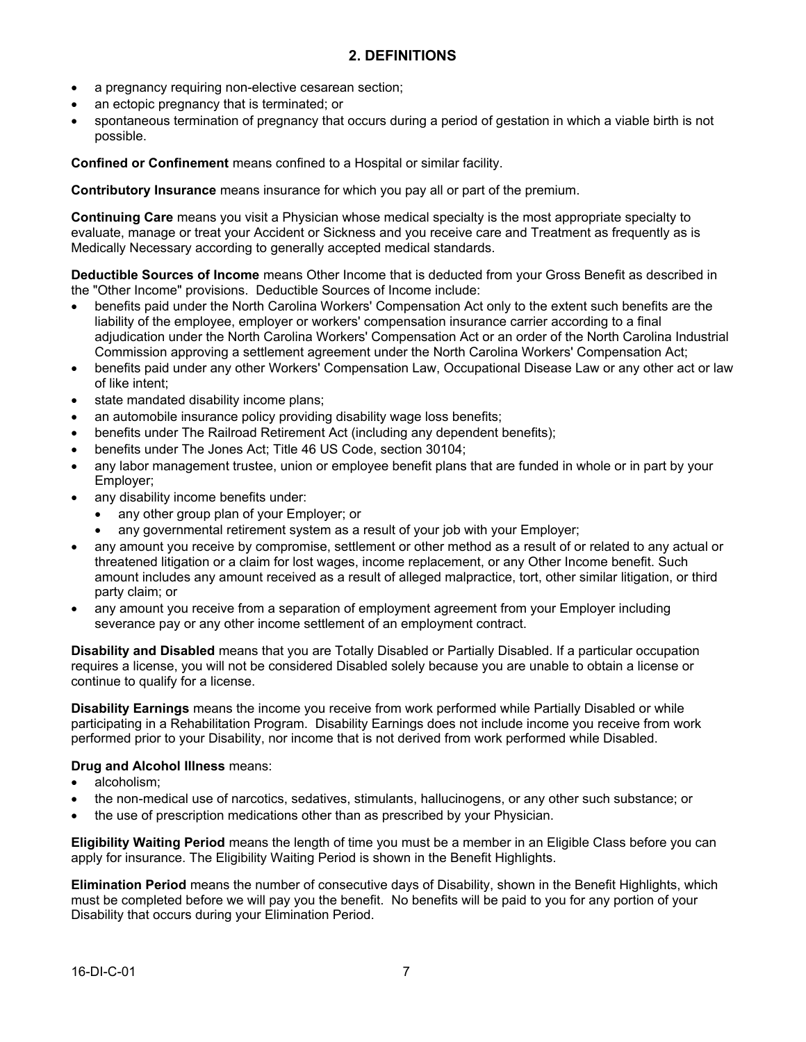## 2. DEFINITIONS

- a pregnancy requiring non-elective cesarean section;
- an ectopic pregnancy that is terminated; or
- spontaneous termination of pregnancy that occurs during a period of gestation in which a viable birth is not possible.

**Confined or Confinement** means confined to a Hospital or similar facility.

**Contributory Insurance** means insurance for which you pay all or part of the premium.

**Continuing Care** means you visit a Physician whose medical specialty is the most appropriate specialty to evaluate, manage or treat your Accident or Sickness and you receive care and Treatment as frequently as is Medically Necessary according to generally accepted medical standards.

**Deductible Sources of Income** means Other Income that is deducted from your Gross Benefit as described in the "Other Income" provisions. Deductible Sources of Income include:

- benefits paid under the North Carolina Workers' Compensation Act only to the extent such benefits are the liability of the employee, employer or workers' compensation insurance carrier according to a final adjudication under the North Carolina Workers' Compensation Act or an order of the North Carolina Industrial Commission approving a settlement agreement under the North Carolina Workers' Compensation Act;
- benefits paid under any other Workers' Compensation Law, Occupational Disease Law or any other act or law of like intent;
- state mandated disability income plans;
- an automobile insurance policy providing disability wage loss benefits;
- benefits under The Railroad Retirement Act (including any dependent benefits);
- benefits under The Jones Act; Title 46 US Code, section 30104;
- any labor management trustee, union or employee benefit plans that are funded in whole or in part by your Employer;
- any disability income benefits under:
  - any other group plan of your Employer; or
  - any governmental retirement system as a result of your job with your Employer;
- any amount you receive by compromise, settlement or other method as a result of or related to any actual or threatened litigation or a claim for lost wages, income replacement, or any Other Income benefit. Such amount includes any amount received as a result of alleged malpractice, tort, other similar litigation, or third party claim; or
- any amount you receive from a separation of employment agreement from your Employer including severance pay or any other income settlement of an employment contract.

**Disability and Disabled** means that you are Totally Disabled or Partially Disabled. If a particular occupation requires a license, you will not be considered Disabled solely because you are unable to obtain a license or continue to qualify for a license.

**Disability Earnings** means the income you receive from work performed while Partially Disabled or while participating in a Rehabilitation Program. Disability Earnings does not include income you receive from work performed prior to your Disability, nor income that is not derived from work performed while Disabled.

**Drug and Alcohol Illness** means:

- alcoholism;
- the non-medical use of narcotics, sedatives, stimulants, hallucinogens, or any other such substance; or
- the use of prescription medications other than as prescribed by your Physician.

**Eligibility Waiting Period** means the length of time you must be a member in an Eligible Class before you can apply for insurance. The Eligibility Waiting Period is shown in the Benefit Highlights.

**Elimination Period** means the number of consecutive days of Disability, shown in the Benefit Highlights, which must be completed before we will pay you the benefit. No benefits will be paid to you for any portion of your Disability that occurs during your Elimination Period.

16-DI-C-01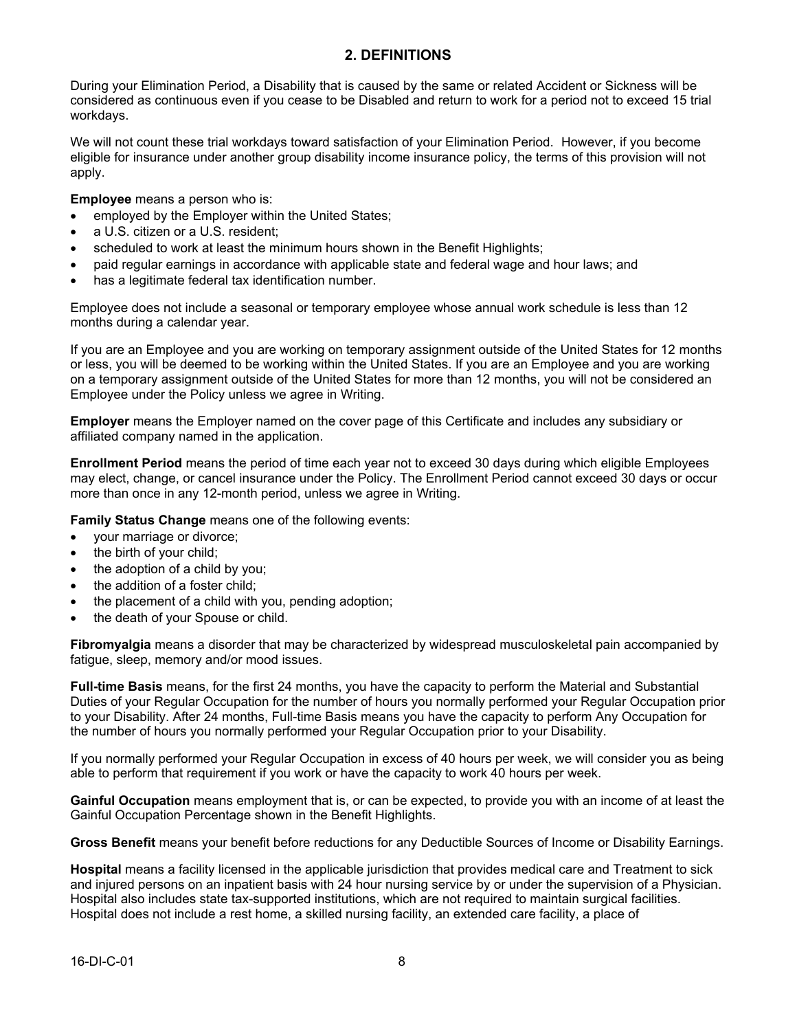## 2. DEFINITIONS

During your Elimination Period, a Disability that is caused by the same or related Accident or Sickness will be considered as continuous even if you cease to be Disabled and return to work for a period not to exceed 15 trial workdays.

We will not count these trial workdays toward satisfaction of your Elimination Period. However, if you become eligible for insurance under another group disability income insurance policy, the terms of this provision will not apply.

**Employee** means a person who is:

- employed by the Employer within the United States;
- a U.S. citizen or a U.S. resident;
- scheduled to work at least the minimum hours shown in the Benefit Highlights;
- paid regular earnings in accordance with applicable state and federal wage and hour laws; and
- has a legitimate federal tax identification number.

Employee does not include a seasonal or temporary employee whose annual work schedule is less than 12 months during a calendar year.

If you are an Employee and you are working on temporary assignment outside of the United States for 12 months or less, you will be deemed to be working within the United States. If you are an Employee and you are working on a temporary assignment outside of the United States for more than 12 months, you will not be considered an Employee under the Policy unless we agree in Writing.

**Employer** means the Employer named on the cover page of this Certificate and includes any subsidiary or affiliated company named in the application.

**Enrollment Period** means the period of time each year not to exceed 30 days during which eligible Employees may elect, change, or cancel insurance under the Policy. The Enrollment Period cannot exceed 30 days or occur more than once in any 12-month period, unless we agree in Writing.

**Family Status Change** means one of the following events:

- your marriage or divorce;
- the birth of your child;
- the adoption of a child by you;
- the addition of a foster child;
- the placement of a child with you, pending adoption;
- the death of your Spouse or child.

**Fibromyalgia** means a disorder that may be characterized by widespread musculoskeletal pain accompanied by fatigue, sleep, memory and/or mood issues.

**Full-time Basis** means, for the first 24 months, you have the capacity to perform the Material and Substantial Duties of your Regular Occupation for the number of hours you normally performed your Regular Occupation prior to your Disability. After 24 months, Full-time Basis means you have the capacity to perform Any Occupation for the number of hours you normally performed your Regular Occupation prior to your Disability.

If you normally performed your Regular Occupation in excess of 40 hours per week, we will consider you as being able to perform that requirement if you work or have the capacity to work 40 hours per week.

**Gainful Occupation** means employment that is, or can be expected, to provide you with an income of at least the Gainful Occupation Percentage shown in the Benefit Highlights.

**Gross Benefit** means your benefit before reductions for any Deductible Sources of Income or Disability Earnings.

**Hospital** means a facility licensed in the applicable jurisdiction that provides medical care and Treatment to sick and injured persons on an inpatient basis with 24 hour nursing service by or under the supervision of a Physician. Hospital also includes state tax-supported institutions, which are not required to maintain surgical facilities. Hospital does not include a rest home, a skilled nursing facility, an extended care facility, a place of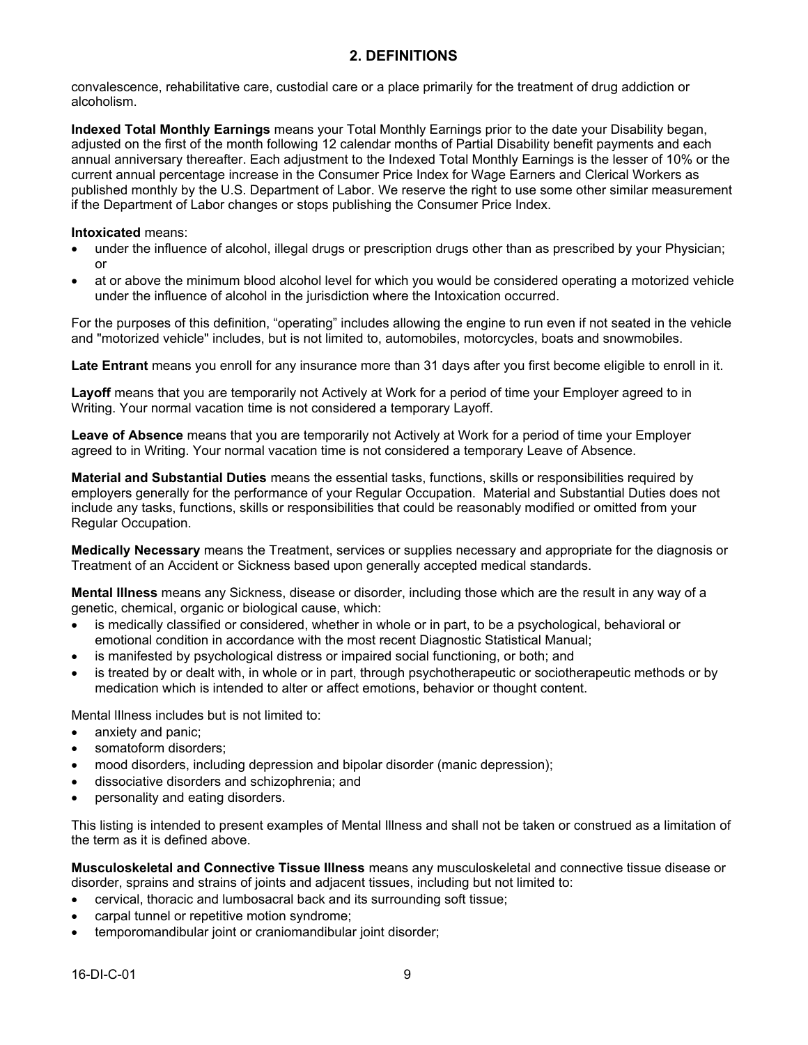## 2. DEFINITIONS

convalescence, rehabilitative care, custodial care or a place primarily for the treatment of drug addiction or alcoholism.

**Indexed Total Monthly Earnings** means your Total Monthly Earnings prior to the date your Disability began, adjusted on the first of the month following 12 calendar months of Partial Disability benefit payments and each annual anniversary thereafter. Each adjustment to the Indexed Total Monthly Earnings is the lesser of 10% or the current annual percentage increase in the Consumer Price Index for Wage Earners and Clerical Workers as published monthly by the U.S. Department of Labor. We reserve the right to use some other similar measurement if the Department of Labor changes or stops publishing the Consumer Price Index.

**Intoxicated** means:

- under the influence of alcohol, illegal drugs or prescription drugs other than as prescribed by your Physician; or
- at or above the minimum blood alcohol level for which you would be considered operating a motorized vehicle under the influence of alcohol in the jurisdiction where the Intoxication occurred.

For the purposes of this definition, "operating" includes allowing the engine to run even if not seated in the vehicle and "motorized vehicle" includes, but is not limited to, automobiles, motorcycles, boats and snowmobiles.

**Late Entrant** means you enroll for any insurance more than 31 days after you first become eligible to enroll in it.

**Layoff** means that you are temporarily not Actively at Work for a period of time your Employer agreed to in Writing. Your normal vacation time is not considered a temporary Layoff.

**Leave of Absence** means that you are temporarily not Actively at Work for a period of time your Employer agreed to in Writing. Your normal vacation time is not considered a temporary Leave of Absence.

**Material and Substantial Duties** means the essential tasks, functions, skills or responsibilities required by employers generally for the performance of your Regular Occupation. Material and Substantial Duties does not include any tasks, functions, skills or responsibilities that could be reasonably modified or omitted from your Regular Occupation.

**Medically Necessary** means the Treatment, services or supplies necessary and appropriate for the diagnosis or Treatment of an Accident or Sickness based upon generally accepted medical standards.

**Mental Illness** means any Sickness, disease or disorder, including those which are the result in any way of a genetic, chemical, organic or biological cause, which:

- is medically classified or considered, whether in whole or in part, to be a psychological, behavioral or emotional condition in accordance with the most recent Diagnostic Statistical Manual;
- is manifested by psychological distress or impaired social functioning, or both; and
- is treated by or dealt with, in whole or in part, through psychotherapeutic or sociotherapeutic methods or by medication which is intended to alter or affect emotions, behavior or thought content.

Mental Illness includes but is not limited to:

- anxiety and panic;
- somatoform disorders;
- mood disorders, including depression and bipolar disorder (manic depression);
- dissociative disorders and schizophrenia; and
- personality and eating disorders.

This listing is intended to present examples of Mental Illness and shall not be taken or construed as a limitation of the term as it is defined above.

**Musculoskeletal and Connective Tissue Illness** means any musculoskeletal and connective tissue disease or disorder, sprains and strains of joints and adjacent tissues, including but not limited to:

- cervical, thoracic and lumbosacral back and its surrounding soft tissue;
- carpal tunnel or repetitive motion syndrome;
- temporomandibular joint or craniomandibular joint disorder;

16-DI-C-01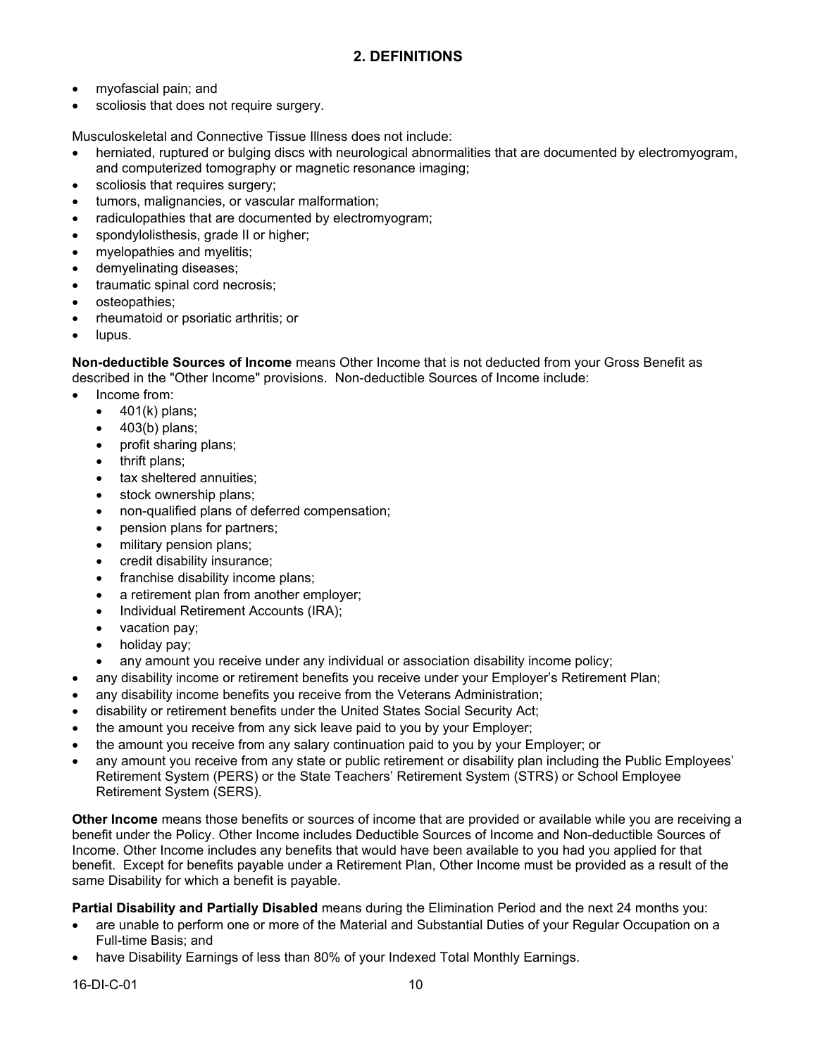## 2. DEFINITIONS

- myofascial pain; and
- scoliosis that does not require surgery.

Musculoskeletal and Connective Tissue Illness does not include:

- herniated, ruptured or bulging discs with neurological abnormalities that are documented by electromyogram, and computerized tomography or magnetic resonance imaging;
- scoliosis that requires surgery;
- tumors, malignancies, or vascular malformation;
- radiculopathies that are documented by electromyogram;
- spondylolisthesis, grade II or higher;
- myelopathies and myelitis;
- demyelinating diseases;
- traumatic spinal cord necrosis;
- osteopathies;
- rheumatoid or psoriatic arthritis; or
- lupus.

**Non-deductible Sources of Income** means Other Income that is not deducted from your Gross Benefit as described in the "Other Income" provisions. Non-deductible Sources of Income include:

- Income from:
  - 401(k) plans;
  - 403(b) plans;
  - profit sharing plans;
  - thrift plans;
  - tax sheltered annuities;
  - stock ownership plans;
  - non-qualified plans of deferred compensation;
  - pension plans for partners;
  - military pension plans;
  - credit disability insurance;
  - franchise disability income plans;
  - a retirement plan from another employer;
  - Individual Retirement Accounts (IRA);
  - vacation pay;
  - holiday pay;
  - any amount you receive under any individual or association disability income policy;
- any disability income or retirement benefits you receive under your Employer's Retirement Plan;
- any disability income benefits you receive from the Veterans Administration;
- disability or retirement benefits under the United States Social Security Act;
- the amount you receive from any sick leave paid to you by your Employer;
- the amount you receive from any salary continuation paid to you by your Employer; or
- any amount you receive from any state or public retirement or disability plan including the Public Employees' Retirement System (PERS) or the State Teachers' Retirement System (STRS) or School Employee Retirement System (SERS).

**Other Income** means those benefits or sources of income that are provided or available while you are receiving a benefit under the Policy. Other Income includes Deductible Sources of Income and Non-deductible Sources of Income. Other Income includes any benefits that would have been available to you had you applied for that benefit. Except for benefits payable under a Retirement Plan, Other Income must be provided as a result of the same Disability for which a benefit is payable.

**Partial Disability and Partially Disabled** means during the Elimination Period and the next 24 months you:

- are unable to perform one or more of the Material and Substantial Duties of your Regular Occupation on a Full-time Basis; and
- have Disability Earnings of less than 80% of your Indexed Total Monthly Earnings.

16-DI-C-01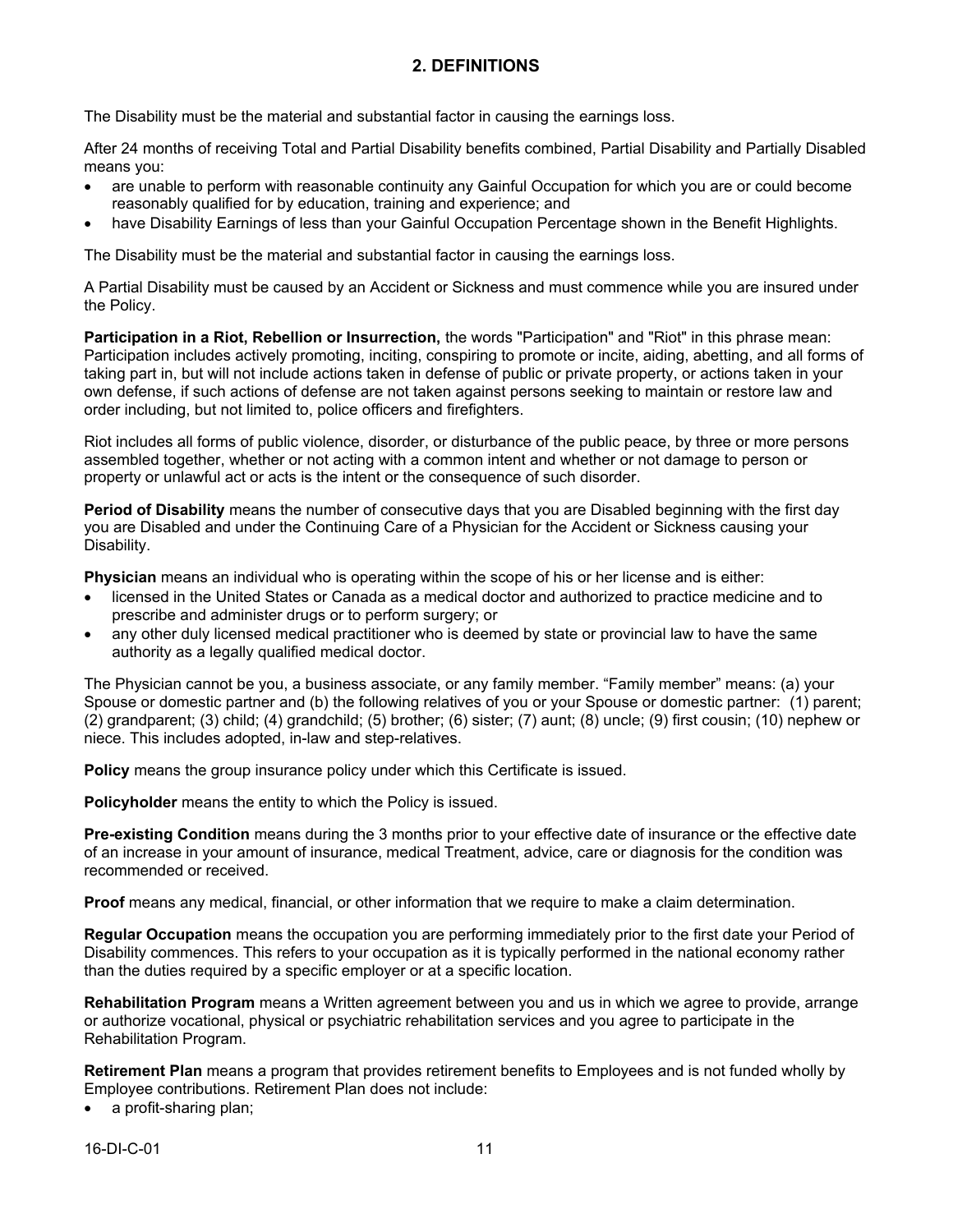## 2. DEFINITIONS

The Disability must be the material and substantial factor in causing the earnings loss.

After 24 months of receiving Total and Partial Disability benefits combined, Partial Disability and Partially Disabled means you:

- are unable to perform with reasonable continuity any Gainful Occupation for which you are or could become reasonably qualified for by education, training and experience; and
- have Disability Earnings of less than your Gainful Occupation Percentage shown in the Benefit Highlights.

The Disability must be the material and substantial factor in causing the earnings loss.

A Partial Disability must be caused by an Accident or Sickness and must commence while you are insured under the Policy.

**Participation in a Riot, Rebellion or Insurrection,** the words "Participation" and "Riot" in this phrase mean: Participation includes actively promoting, inciting, conspiring to promote or incite, aiding, abetting, and all forms of taking part in, but will not include actions taken in defense of public or private property, or actions taken in your own defense, if such actions of defense are not taken against persons seeking to maintain or restore law and order including, but not limited to, police officers and firefighters.

Riot includes all forms of public violence, disorder, or disturbance of the public peace, by three or more persons assembled together, whether or not acting with a common intent and whether or not damage to person or property or unlawful act or acts is the intent or the consequence of such disorder.

**Period of Disability** means the number of consecutive days that you are Disabled beginning with the first day you are Disabled and under the Continuing Care of a Physician for the Accident or Sickness causing your Disability.

**Physician** means an individual who is operating within the scope of his or her license and is either:

- licensed in the United States or Canada as a medical doctor and authorized to practice medicine and to prescribe and administer drugs or to perform surgery; or
- any other duly licensed medical practitioner who is deemed by state or provincial law to have the same authority as a legally qualified medical doctor.

The Physician cannot be you, a business associate, or any family member. "Family member" means: (a) your Spouse or domestic partner and (b) the following relatives of you or your Spouse or domestic partner: (1) parent; (2) grandparent; (3) child; (4) grandchild; (5) brother; (6) sister; (7) aunt; (8) uncle; (9) first cousin; (10) nephew or niece. This includes adopted, in-law and step-relatives.

**Policy** means the group insurance policy under which this Certificate is issued.

**Policyholder** means the entity to which the Policy is issued.

**Pre-existing Condition** means during the 3 months prior to your effective date of insurance or the effective date of an increase in your amount of insurance, medical Treatment, advice, care or diagnosis for the condition was recommended or received.

**Proof** means any medical, financial, or other information that we require to make a claim determination.

**Regular Occupation** means the occupation you are performing immediately prior to the first date your Period of Disability commences. This refers to your occupation as it is typically performed in the national economy rather than the duties required by a specific employer or at a specific location.

**Rehabilitation Program** means a Written agreement between you and us in which we agree to provide, arrange or authorize vocational, physical or psychiatric rehabilitation services and you agree to participate in the Rehabilitation Program.

**Retirement Plan** means a program that provides retirement benefits to Employees and is not funded wholly by Employee contributions. Retirement Plan does not include:

- a profit-sharing plan;

16-DI-C-01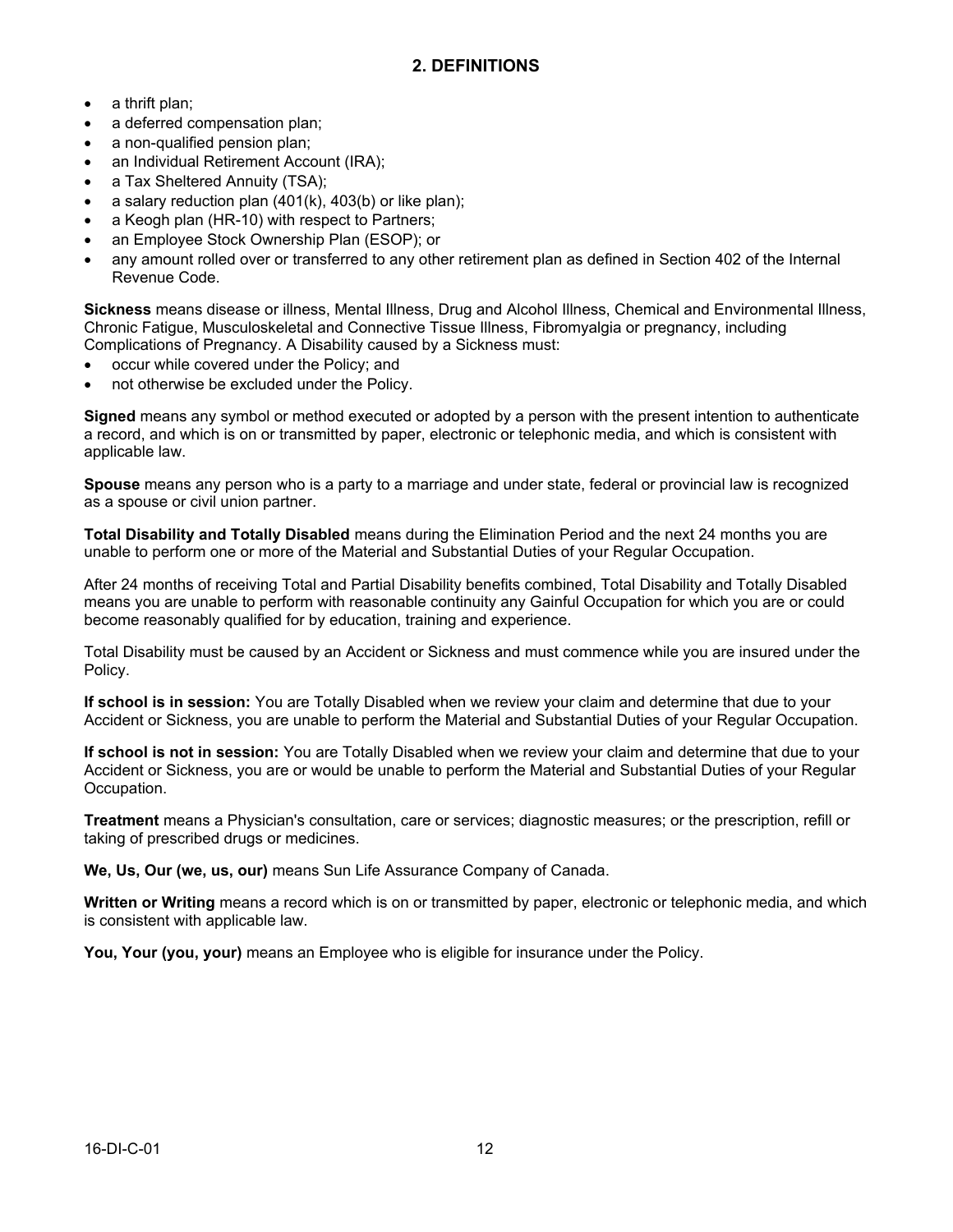## 2. DEFINITIONS

- a thrift plan;
- a deferred compensation plan;
- a non-qualified pension plan;
- an Individual Retirement Account (IRA);
- a Tax Sheltered Annuity (TSA);
- a salary reduction plan (401(k), 403(b) or like plan);
- a Keogh plan (HR-10) with respect to Partners;
- an Employee Stock Ownership Plan (ESOP); or
- any amount rolled over or transferred to any other retirement plan as defined in Section 402 of the Internal Revenue Code.

**Sickness** means disease or illness, Mental Illness, Drug and Alcohol Illness, Chemical and Environmental Illness, Chronic Fatigue, Musculoskeletal and Connective Tissue Illness, Fibromyalgia or pregnancy, including Complications of Pregnancy. A Disability caused by a Sickness must:

- occur while covered under the Policy; and
- not otherwise be excluded under the Policy.

**Signed** means any symbol or method executed or adopted by a person with the present intention to authenticate a record, and which is on or transmitted by paper, electronic or telephonic media, and which is consistent with applicable law.

**Spouse** means any person who is a party to a marriage and under state, federal or provincial law is recognized as a spouse or civil union partner.

**Total Disability and Totally Disabled** means during the Elimination Period and the next 24 months you are unable to perform one or more of the Material and Substantial Duties of your Regular Occupation.

After 24 months of receiving Total and Partial Disability benefits combined, Total Disability and Totally Disabled means you are unable to perform with reasonable continuity any Gainful Occupation for which you are or could become reasonably qualified for by education, training and experience.

Total Disability must be caused by an Accident or Sickness and must commence while you are insured under the Policy.

**If school is in session:** You are Totally Disabled when we review your claim and determine that due to your Accident or Sickness, you are unable to perform the Material and Substantial Duties of your Regular Occupation.

**If school is not in session:** You are Totally Disabled when we review your claim and determine that due to your Accident or Sickness, you are or would be unable to perform the Material and Substantial Duties of your Regular Occupation.

**Treatment** means a Physician's consultation, care or services; diagnostic measures; or the prescription, refill or taking of prescribed drugs or medicines.

**We, Us, Our (we, us, our)** means Sun Life Assurance Company of Canada.

**Written or Writing** means a record which is on or transmitted by paper, electronic or telephonic media, and which is consistent with applicable law.

**You, Your (you, your)** means an Employee who is eligible for insurance under the Policy.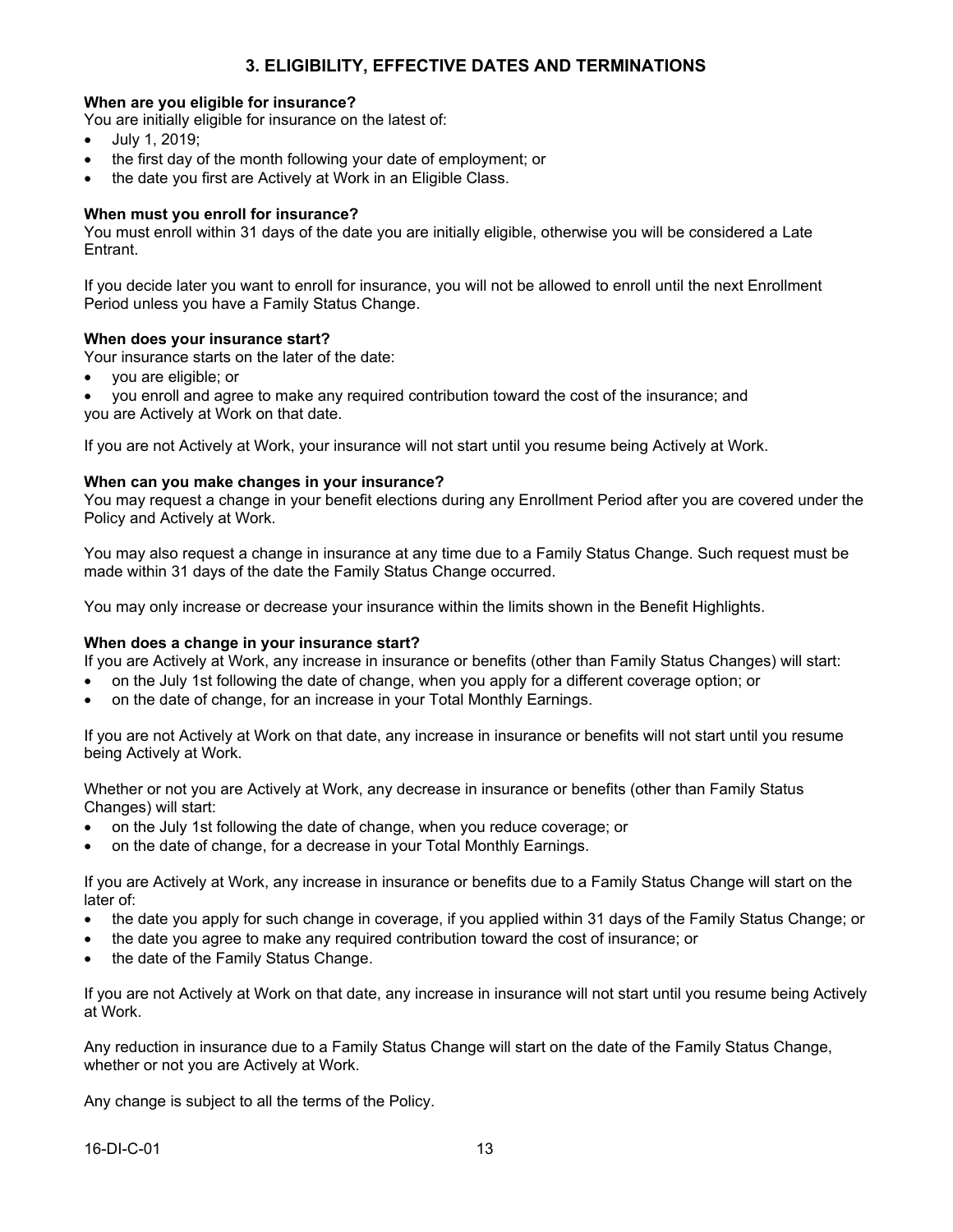## 3. ELIGIBILITY, EFFECTIVE DATES AND TERMINATIONS

**When are you eligible for insurance?**
You are initially eligible for insurance on the latest of:

- July 1, 2019;
- the first day of the month following your date of employment; or
- the date you first are Actively at Work in an Eligible Class.

**When must you enroll for insurance?**
You must enroll within 31 days of the date you are initially eligible, otherwise you will be considered a Late Entrant.

If you decide later you want to enroll for insurance, you will not be allowed to enroll until the next Enrollment Period unless you have a Family Status Change.

**When does your insurance start?**
Your insurance starts on the later of the date:

- you are eligible; or
- you enroll and agree to make any required contribution toward the cost of the insurance; and

you are Actively at Work on that date.

If you are not Actively at Work, your insurance will not start until you resume being Actively at Work.

**When can you make changes in your insurance?**
You may request a change in your benefit elections during any Enrollment Period after you are covered under the Policy and Actively at Work.

You may also request a change in insurance at any time due to a Family Status Change. Such request must be made within 31 days of the date the Family Status Change occurred.

You may only increase or decrease your insurance within the limits shown in the Benefit Highlights.

**When does a change in your insurance start?**
If you are Actively at Work, any increase in insurance or benefits (other than Family Status Changes) will start:

- on the July 1st following the date of change, when you apply for a different coverage option; or
- on the date of change, for an increase in your Total Monthly Earnings.

If you are not Actively at Work on that date, any increase in insurance or benefits will not start until you resume being Actively at Work.

Whether or not you are Actively at Work, any decrease in insurance or benefits (other than Family Status Changes) will start:

- on the July 1st following the date of change, when you reduce coverage; or
- on the date of change, for a decrease in your Total Monthly Earnings.

If you are Actively at Work, any increase in insurance or benefits due to a Family Status Change will start on the later of:

- the date you apply for such change in coverage, if you applied within 31 days of the Family Status Change; or
- the date you agree to make any required contribution toward the cost of insurance; or
- the date of the Family Status Change.

If you are not Actively at Work on that date, any increase in insurance will not start until you resume being Actively at Work.

Any reduction in insurance due to a Family Status Change will start on the date of the Family Status Change, whether or not you are Actively at Work.

Any change is subject to all the terms of the Policy.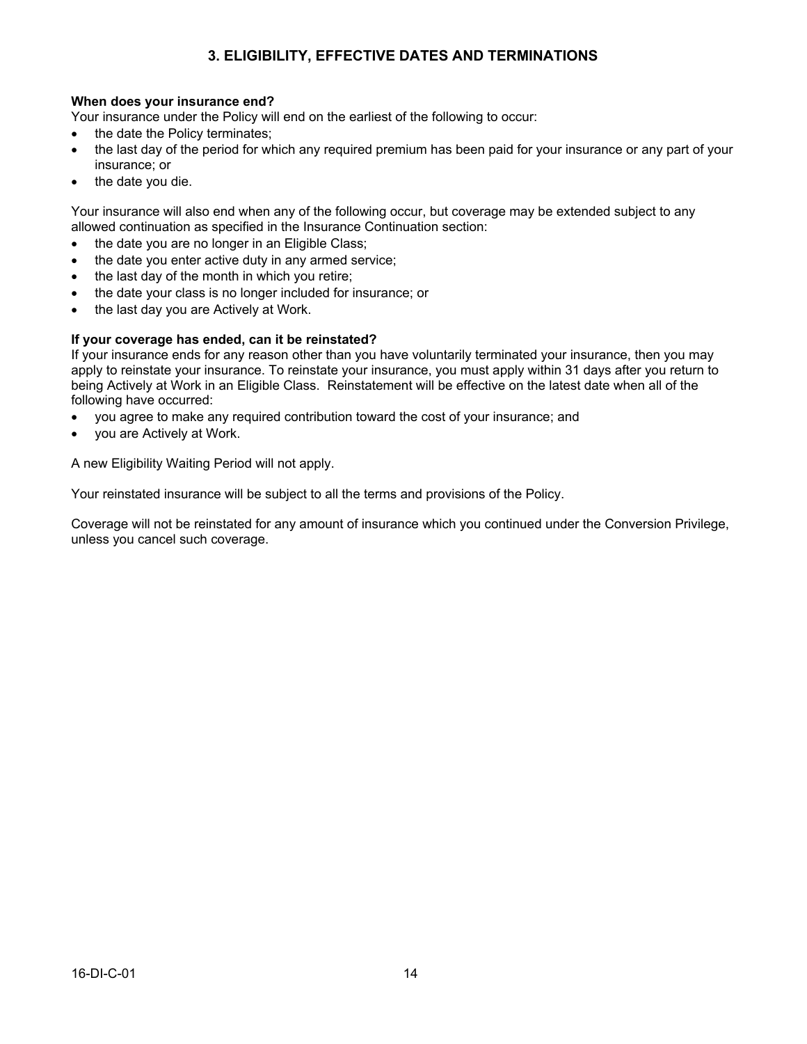## 3. ELIGIBILITY, EFFECTIVE DATES AND TERMINATIONS

**When does your insurance end?**
Your insurance under the Policy will end on the earliest of the following to occur:

- the date the Policy terminates;
- the last day of the period for which any required premium has been paid for your insurance or any part of your insurance; or
- the date you die.

Your insurance will also end when any of the following occur, but coverage may be extended subject to any allowed continuation as specified in the Insurance Continuation section:

- the date you are no longer in an Eligible Class;
- the date you enter active duty in any armed service;
- the last day of the month in which you retire;
- the date your class is no longer included for insurance; or
- the last day you are Actively at Work.

**If your coverage has ended, can it be reinstated?**
If your insurance ends for any reason other than you have voluntarily terminated your insurance, then you may apply to reinstate your insurance. To reinstate your insurance, you must apply within 31 days after you return to being Actively at Work in an Eligible Class. Reinstatement will be effective on the latest date when all of the following have occurred:

- you agree to make any required contribution toward the cost of your insurance; and
- you are Actively at Work.

A new Eligibility Waiting Period will not apply.

Your reinstated insurance will be subject to all the terms and provisions of the Policy.

Coverage will not be reinstated for any amount of insurance which you continued under the Conversion Privilege, unless you cancel such coverage.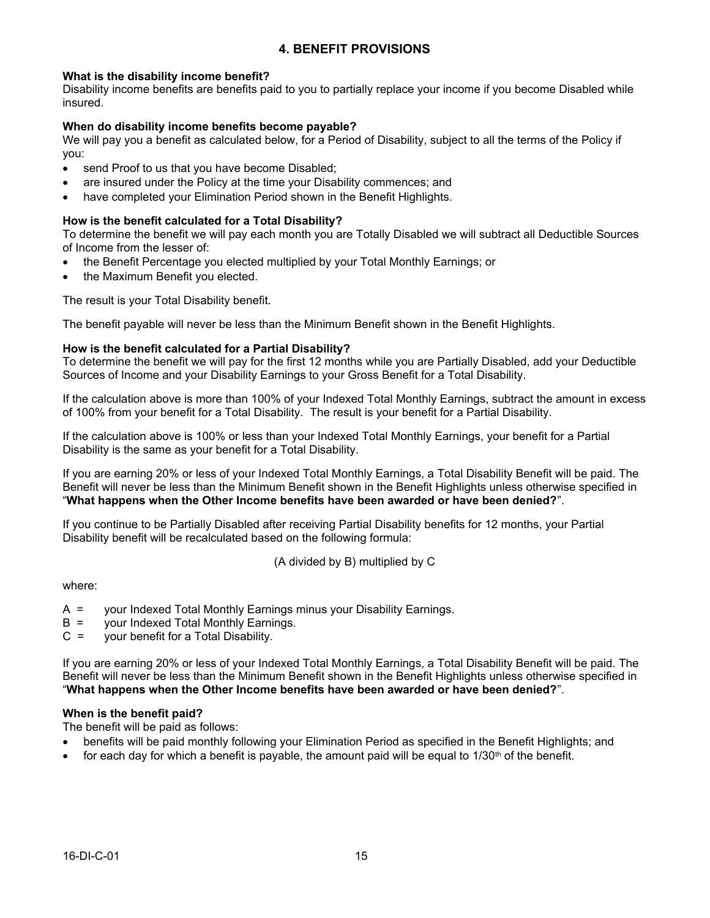## 4. BENEFIT PROVISIONS

**What is the disability income benefit?**
Disability income benefits are benefits paid to you to partially replace your income if you become Disabled while insured.

**When do disability income benefits become payable?**
We will pay you a benefit as calculated below, for a Period of Disability, subject to all the terms of the Policy if you:

- send Proof to us that you have become Disabled;
- are insured under the Policy at the time your Disability commences; and
- have completed your Elimination Period shown in the Benefit Highlights.

**How is the benefit calculated for a Total Disability?**
To determine the benefit we will pay each month you are Totally Disabled we will subtract all Deductible Sources of Income from the lesser of:

- the Benefit Percentage you elected multiplied by your Total Monthly Earnings; or
- the Maximum Benefit you elected.

The result is your Total Disability benefit.

The benefit payable will never be less than the Minimum Benefit shown in the Benefit Highlights.

**How is the benefit calculated for a Partial Disability?**
To determine the benefit we will pay for the first 12 months while you are Partially Disabled, add your Deductible Sources of Income and your Disability Earnings to your Gross Benefit for a Total Disability.

If the calculation above is more than 100% of your Indexed Total Monthly Earnings, subtract the amount in excess of 100% from your benefit for a Total Disability. The result is your benefit for a Partial Disability.

If the calculation above is 100% or less than your Indexed Total Monthly Earnings, your benefit for a Partial Disability is the same as your benefit for a Total Disability.

If you are earning 20% or less of your Indexed Total Monthly Earnings, a Total Disability Benefit will be paid. The Benefit will never be less than the Minimum Benefit shown in the Benefit Highlights unless otherwise specified in "**What happens when the Other Income benefits have been awarded or have been denied?**".

If you continue to be Partially Disabled after receiving Partial Disability benefits for 12 months, your Partial Disability benefit will be recalculated based on the following formula:

(A divided by B) multiplied by C

where:

A = your Indexed Total Monthly Earnings minus your Disability Earnings.
B = your Indexed Total Monthly Earnings.
C = your benefit for a Total Disability.

If you are earning 20% or less of your Indexed Total Monthly Earnings, a Total Disability Benefit will be paid. The Benefit will never be less than the Minimum Benefit shown in the Benefit Highlights unless otherwise specified in "**What happens when the Other Income benefits have been awarded or have been denied?**".

**When is the benefit paid?**
The benefit will be paid as follows:

- benefits will be paid monthly following your Elimination Period as specified in the Benefit Highlights; and
- for each day for which a benefit is payable, the amount paid will be equal to 1/30th of the benefit.

16-DI-C-01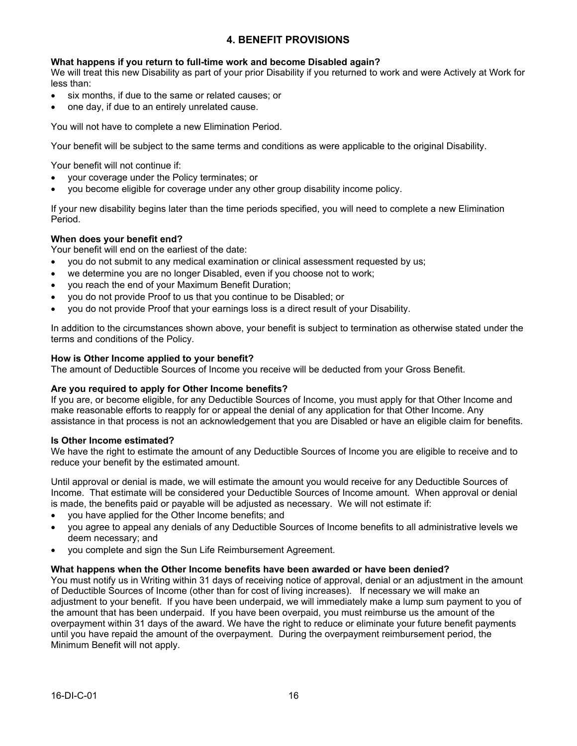## 4. BENEFIT PROVISIONS

**What happens if you return to full-time work and become Disabled again?**
We will treat this new Disability as part of your prior Disability if you returned to work and were Actively at Work for less than:

- six months, if due to the same or related causes; or
- one day, if due to an entirely unrelated cause.

You will not have to complete a new Elimination Period.

Your benefit will be subject to the same terms and conditions as were applicable to the original Disability.

Your benefit will not continue if:

- your coverage under the Policy terminates; or
- you become eligible for coverage under any other group disability income policy.

If your new disability begins later than the time periods specified, you will need to complete a new Elimination Period.

**When does your benefit end?**
Your benefit will end on the earliest of the date:

- you do not submit to any medical examination or clinical assessment requested by us;
- we determine you are no longer Disabled, even if you choose not to work;
- you reach the end of your Maximum Benefit Duration;
- you do not provide Proof to us that you continue to be Disabled; or
- you do not provide Proof that your earnings loss is a direct result of your Disability.

In addition to the circumstances shown above, your benefit is subject to termination as otherwise stated under the terms and conditions of the Policy.

**How is Other Income applied to your benefit?**
The amount of Deductible Sources of Income you receive will be deducted from your Gross Benefit.

**Are you required to apply for Other Income benefits?**
If you are, or become eligible, for any Deductible Sources of Income, you must apply for that Other Income and make reasonable efforts to reapply for or appeal the denial of any application for that Other Income. Any assistance in that process is not an acknowledgement that you are Disabled or have an eligible claim for benefits.

**Is Other Income estimated?**
We have the right to estimate the amount of any Deductible Sources of Income you are eligible to receive and to reduce your benefit by the estimated amount.

Until approval or denial is made, we will estimate the amount you would receive for any Deductible Sources of Income. That estimate will be considered your Deductible Sources of Income amount. When approval or denial is made, the benefits paid or payable will be adjusted as necessary. We will not estimate if:

- you have applied for the Other Income benefits; and
- you agree to appeal any denials of any Deductible Sources of Income benefits to all administrative levels we deem necessary; and
- you complete and sign the Sun Life Reimbursement Agreement.

**What happens when the Other Income benefits have been awarded or have been denied?**
You must notify us in Writing within 31 days of receiving notice of approval, denial or an adjustment in the amount of Deductible Sources of Income (other than for cost of living increases). If necessary we will make an adjustment to your benefit. If you have been underpaid, we will immediately make a lump sum payment to you of the amount that has been underpaid. If you have been overpaid, you must reimburse us the amount of the overpayment within 31 days of the award. We have the right to reduce or eliminate your future benefit payments until you have repaid the amount of the overpayment. During the overpayment reimbursement period, the Minimum Benefit will not apply.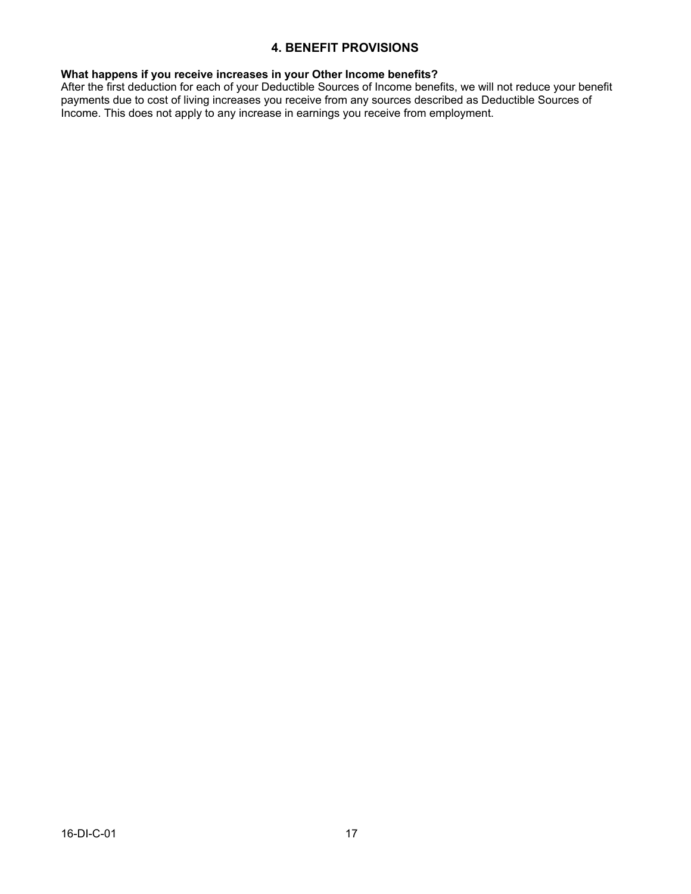## 4. BENEFIT PROVISIONS

**What happens if you receive increases in your Other Income benefits?**
After the first deduction for each of your Deductible Sources of Income benefits, we will not reduce your benefit payments due to cost of living increases you receive from any sources described as Deductible Sources of Income. This does not apply to any increase in earnings you receive from employment.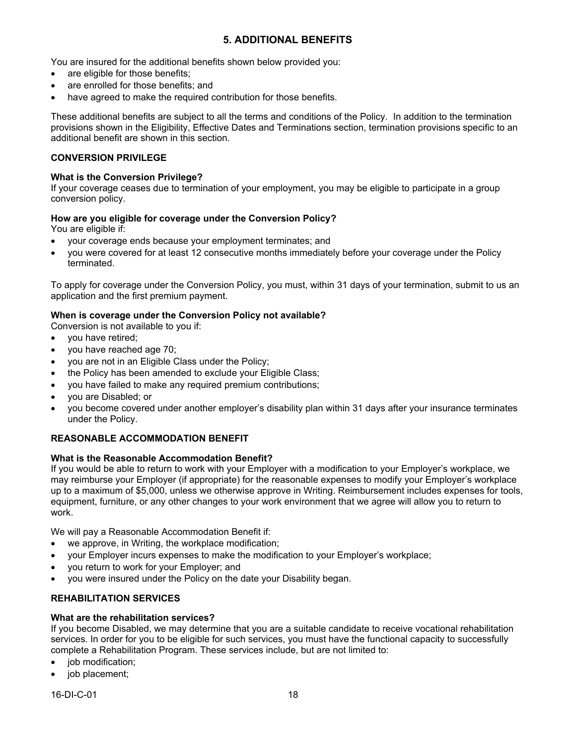## 5. ADDITIONAL BENEFITS

You are insured for the additional benefits shown below provided you:

- are eligible for those benefits;
- are enrolled for those benefits; and
- have agreed to make the required contribution for those benefits.

These additional benefits are subject to all the terms and conditions of the Policy. In addition to the termination provisions shown in the Eligibility, Effective Dates and Terminations section, termination provisions specific to an additional benefit are shown in this section.

### CONVERSION PRIVILEGE

**What is the Conversion Privilege?**
If your coverage ceases due to termination of your employment, you may be eligible to participate in a group conversion policy.

**How are you eligible for coverage under the Conversion Policy?**
You are eligible if:

- your coverage ends because your employment terminates; and
- you were covered for at least 12 consecutive months immediately before your coverage under the Policy terminated.

To apply for coverage under the Conversion Policy, you must, within 31 days of your termination, submit to us an application and the first premium payment.

**When is coverage under the Conversion Policy not available?**
Conversion is not available to you if:

- you have retired;
- you have reached age 70;
- you are not in an Eligible Class under the Policy;
- the Policy has been amended to exclude your Eligible Class;
- you have failed to make any required premium contributions;
- you are Disabled; or
- you become covered under another employer's disability plan within 31 days after your insurance terminates under the Policy.

### REASONABLE ACCOMMODATION BENEFIT

**What is the Reasonable Accommodation Benefit?**
If you would be able to return to work with your Employer with a modification to your Employer's workplace, we may reimburse your Employer (if appropriate) for the reasonable expenses to modify your Employer's workplace up to a maximum of $5,000, unless we otherwise approve in Writing. Reimbursement includes expenses for tools, equipment, furniture, or any other changes to your work environment that we agree will allow you to return to work.

We will pay a Reasonable Accommodation Benefit if:

- we approve, in Writing, the workplace modification;
- your Employer incurs expenses to make the modification to your Employer's workplace;
- you return to work for your Employer; and
- you were insured under the Policy on the date your Disability began.

### REHABILITATION SERVICES

**What are the rehabilitation services?**
If you become Disabled, we may determine that you are a suitable candidate to receive vocational rehabilitation services. In order for you to be eligible for such services, you must have the functional capacity to successfully complete a Rehabilitation Program. These services include, but are not limited to:

- job modification;
- job placement;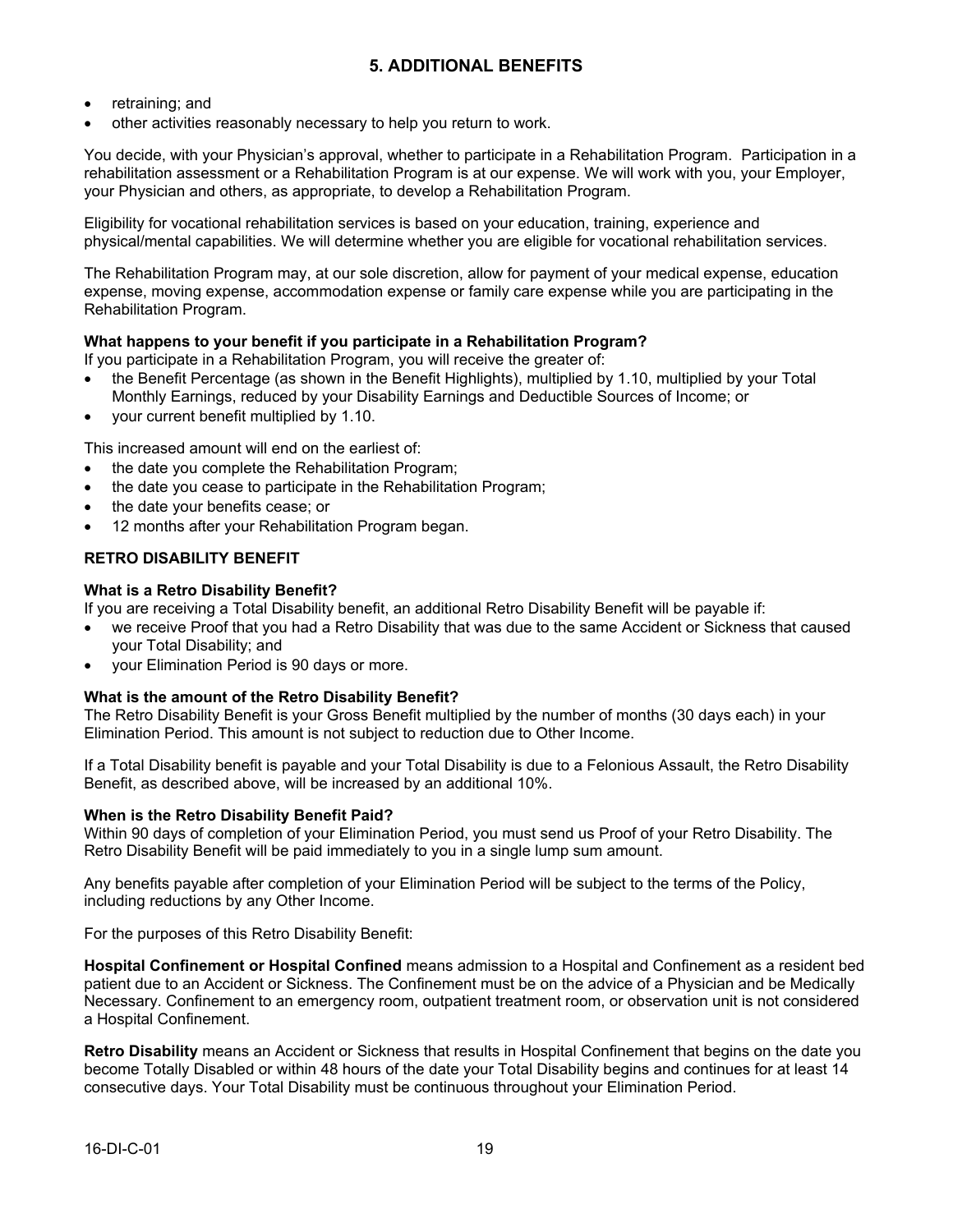## 5. ADDITIONAL BENEFITS

- retraining; and
- other activities reasonably necessary to help you return to work.

You decide, with your Physician's approval, whether to participate in a Rehabilitation Program. Participation in a rehabilitation assessment or a Rehabilitation Program is at our expense. We will work with you, your Employer, your Physician and others, as appropriate, to develop a Rehabilitation Program.

Eligibility for vocational rehabilitation services is based on your education, training, experience and physical/mental capabilities. We will determine whether you are eligible for vocational rehabilitation services.

The Rehabilitation Program may, at our sole discretion, allow for payment of your medical expense, education expense, moving expense, accommodation expense or family care expense while you are participating in the Rehabilitation Program.

**What happens to your benefit if you participate in a Rehabilitation Program?**
If you participate in a Rehabilitation Program, you will receive the greater of:

- the Benefit Percentage (as shown in the Benefit Highlights), multiplied by 1.10, multiplied by your Total Monthly Earnings, reduced by your Disability Earnings and Deductible Sources of Income; or
- your current benefit multiplied by 1.10.

This increased amount will end on the earliest of:

- the date you complete the Rehabilitation Program;
- the date you cease to participate in the Rehabilitation Program;
- the date your benefits cease; or
- 12 months after your Rehabilitation Program began.

### RETRO DISABILITY BENEFIT

**What is a Retro Disability Benefit?**
If you are receiving a Total Disability benefit, an additional Retro Disability Benefit will be payable if:

- we receive Proof that you had a Retro Disability that was due to the same Accident or Sickness that caused your Total Disability; and
- your Elimination Period is 90 days or more.

**What is the amount of the Retro Disability Benefit?**
The Retro Disability Benefit is your Gross Benefit multiplied by the number of months (30 days each) in your Elimination Period. This amount is not subject to reduction due to Other Income.

If a Total Disability benefit is payable and your Total Disability is due to a Felonious Assault, the Retro Disability Benefit, as described above, will be increased by an additional 10%.

**When is the Retro Disability Benefit Paid?**
Within 90 days of completion of your Elimination Period, you must send us Proof of your Retro Disability. The Retro Disability Benefit will be paid immediately to you in a single lump sum amount.

Any benefits payable after completion of your Elimination Period will be subject to the terms of the Policy, including reductions by any Other Income.

For the purposes of this Retro Disability Benefit:

**Hospital Confinement or Hospital Confined** means admission to a Hospital and Confinement as a resident bed patient due to an Accident or Sickness. The Confinement must be on the advice of a Physician and be Medically Necessary. Confinement to an emergency room, outpatient treatment room, or observation unit is not considered a Hospital Confinement.

**Retro Disability** means an Accident or Sickness that results in Hospital Confinement that begins on the date you become Totally Disabled or within 48 hours of the date your Total Disability begins and continues for at least 14 consecutive days. Your Total Disability must be continuous throughout your Elimination Period.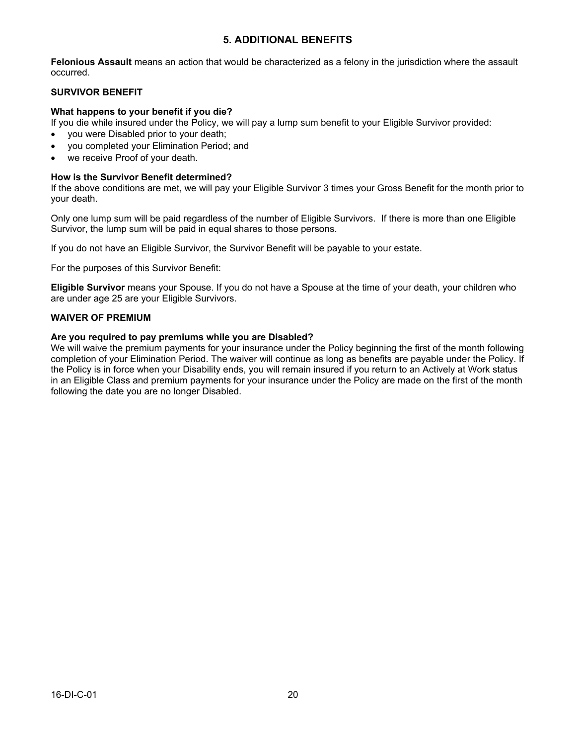## 5. ADDITIONAL BENEFITS

**Felonious Assault** means an action that would be characterized as a felony in the jurisdiction where the assault occurred.

### SURVIVOR BENEFIT

**What happens to your benefit if you die?**
If you die while insured under the Policy, we will pay a lump sum benefit to your Eligible Survivor provided:

- you were Disabled prior to your death;
- you completed your Elimination Period; and
- we receive Proof of your death.

**How is the Survivor Benefit determined?**
If the above conditions are met, we will pay your Eligible Survivor 3 times your Gross Benefit for the month prior to your death.

Only one lump sum will be paid regardless of the number of Eligible Survivors. If there is more than one Eligible Survivor, the lump sum will be paid in equal shares to those persons.

If you do not have an Eligible Survivor, the Survivor Benefit will be payable to your estate.

For the purposes of this Survivor Benefit:

**Eligible Survivor** means your Spouse. If you do not have a Spouse at the time of your death, your children who are under age 25 are your Eligible Survivors.

### WAIVER OF PREMIUM

**Are you required to pay premiums while you are Disabled?**
We will waive the premium payments for your insurance under the Policy beginning the first of the month following completion of your Elimination Period. The waiver will continue as long as benefits are payable under the Policy. If the Policy is in force when your Disability ends, you will remain insured if you return to an Actively at Work status in an Eligible Class and premium payments for your insurance under the Policy are made on the first of the month following the date you are no longer Disabled.

16-DI-C-01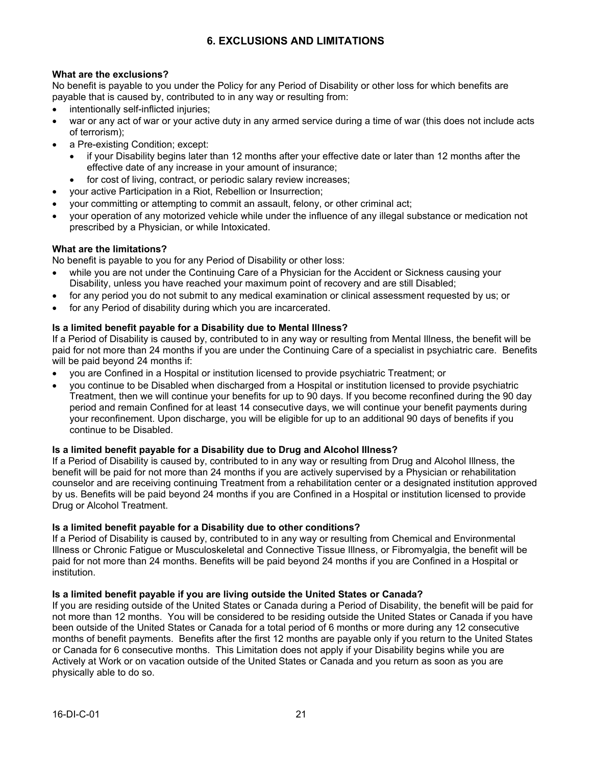# 6. EXCLUSIONS AND LIMITATIONS

**What are the exclusions?**
No benefit is payable to you under the Policy for any Period of Disability or other loss for which benefits are payable that is caused by, contributed to in any way or resulting from:

- intentionally self-inflicted injuries;
- war or any act of war or your active duty in any armed service during a time of war (this does not include acts of terrorism);
- a Pre-existing Condition; except:
  - if your Disability begins later than 12 months after your effective date or later than 12 months after the effective date of any increase in your amount of insurance;
  - for cost of living, contract, or periodic salary review increases;
- your active Participation in a Riot, Rebellion or Insurrection;
- your committing or attempting to commit an assault, felony, or other criminal act;
- your operation of any motorized vehicle while under the influence of any illegal substance or medication not prescribed by a Physician, or while Intoxicated.

**What are the limitations?**
No benefit is payable to you for any Period of Disability or other loss:

- while you are not under the Continuing Care of a Physician for the Accident or Sickness causing your Disability, unless you have reached your maximum point of recovery and are still Disabled;
- for any period you do not submit to any medical examination or clinical assessment requested by us; or
- for any Period of disability during which you are incarcerated.

**Is a limited benefit payable for a Disability due to Mental Illness?**
If a Period of Disability is caused by, contributed to in any way or resulting from Mental Illness, the benefit will be paid for not more than 24 months if you are under the Continuing Care of a specialist in psychiatric care. Benefits will be paid beyond 24 months if:

- you are Confined in a Hospital or institution licensed to provide psychiatric Treatment; or
- you continue to be Disabled when discharged from a Hospital or institution licensed to provide psychiatric Treatment, then we will continue your benefits for up to 90 days. If you become reconfined during the 90 day period and remain Confined for at least 14 consecutive days, we will continue your benefit payments during your reconfinement. Upon discharge, you will be eligible for up to an additional 90 days of benefits if you continue to be Disabled.

**Is a limited benefit payable for a Disability due to Drug and Alcohol Illness?**
If a Period of Disability is caused by, contributed to in any way or resulting from Drug and Alcohol Illness, the benefit will be paid for not more than 24 months if you are actively supervised by a Physician or rehabilitation counselor and are receiving continuing Treatment from a rehabilitation center or a designated institution approved by us. Benefits will be paid beyond 24 months if you are Confined in a Hospital or institution licensed to provide Drug or Alcohol Treatment.

**Is a limited benefit payable for a Disability due to other conditions?**
If a Period of Disability is caused by, contributed to in any way or resulting from Chemical and Environmental Illness or Chronic Fatigue or Musculoskeletal and Connective Tissue Illness, or Fibromyalgia, the benefit will be paid for not more than 24 months. Benefits will be paid beyond 24 months if you are Confined in a Hospital or institution.

**Is a limited benefit payable if you are living outside the United States or Canada?**
If you are residing outside of the United States or Canada during a Period of Disability, the benefit will be paid for not more than 12 months. You will be considered to be residing outside the United States or Canada if you have been outside of the United States or Canada for a total period of 6 months or more during any 12 consecutive months of benefit payments. Benefits after the first 12 months are payable only if you return to the United States or Canada for 6 consecutive months. This Limitation does not apply if your Disability begins while you are Actively at Work or on vacation outside of the United States or Canada and you return as soon as you are physically able to do so.

16-DI-C-01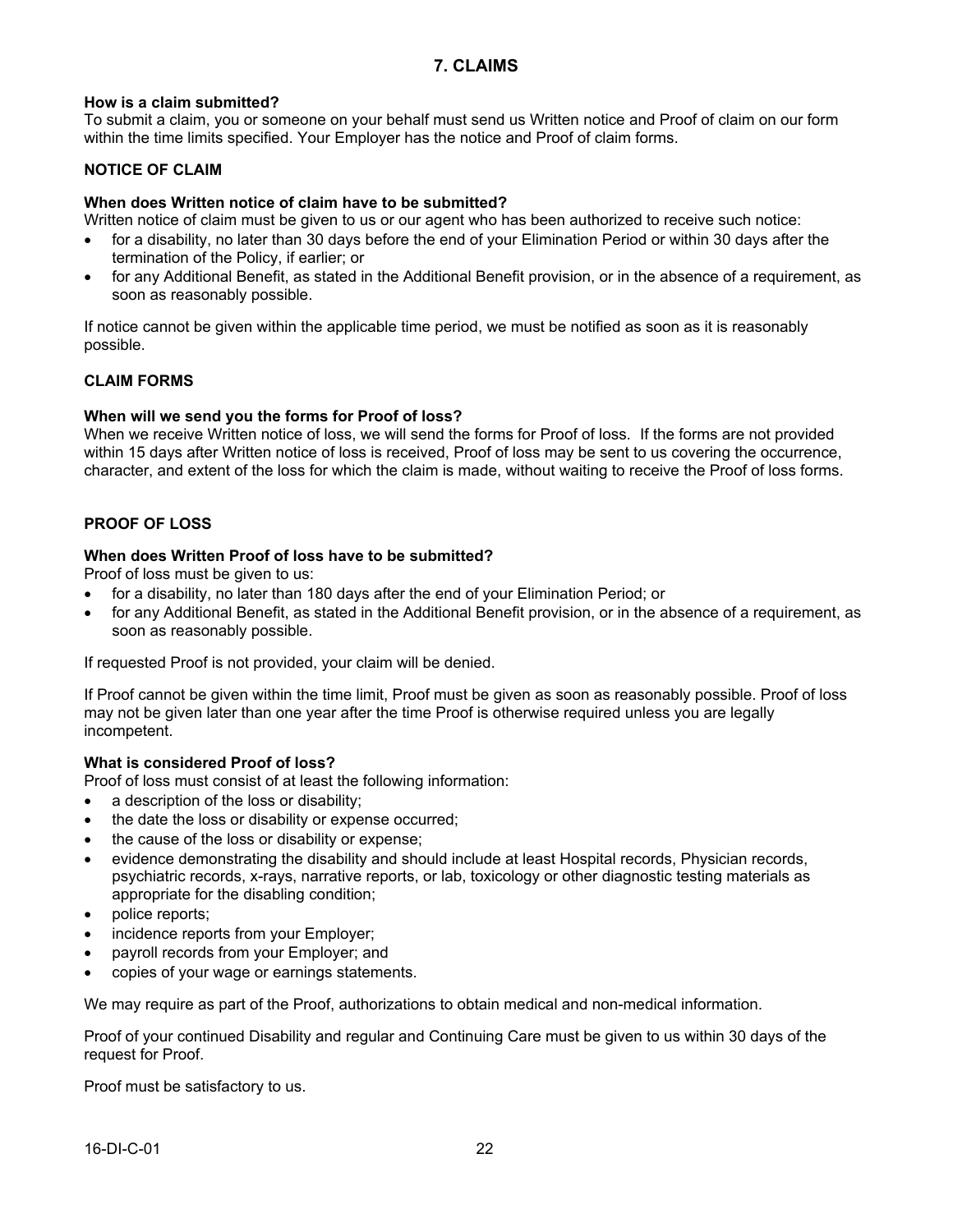## 7. CLAIMS

**How is a claim submitted?**
To submit a claim, you or someone on your behalf must send us Written notice and Proof of claim on our form within the time limits specified. Your Employer has the notice and Proof of claim forms.

### NOTICE OF CLAIM

**When does Written notice of claim have to be submitted?**
Written notice of claim must be given to us or our agent who has been authorized to receive such notice:

- for a disability, no later than 30 days before the end of your Elimination Period or within 30 days after the termination of the Policy, if earlier; or
- for any Additional Benefit, as stated in the Additional Benefit provision, or in the absence of a requirement, as soon as reasonably possible.

If notice cannot be given within the applicable time period, we must be notified as soon as it is reasonably possible.

### CLAIM FORMS

**When will we send you the forms for Proof of loss?**
When we receive Written notice of loss, we will send the forms for Proof of loss. If the forms are not provided within 15 days after Written notice of loss is received, Proof of loss may be sent to us covering the occurrence, character, and extent of the loss for which the claim is made, without waiting to receive the Proof of loss forms.

### PROOF OF LOSS

**When does Written Proof of loss have to be submitted?**
Proof of loss must be given to us:

- for a disability, no later than 180 days after the end of your Elimination Period; or
- for any Additional Benefit, as stated in the Additional Benefit provision, or in the absence of a requirement, as soon as reasonably possible.

If requested Proof is not provided, your claim will be denied.

If Proof cannot be given within the time limit, Proof must be given as soon as reasonably possible. Proof of loss may not be given later than one year after the time Proof is otherwise required unless you are legally incompetent.

**What is considered Proof of loss?**
Proof of loss must consist of at least the following information:

- a description of the loss or disability;
- the date the loss or disability or expense occurred;
- the cause of the loss or disability or expense;
- evidence demonstrating the disability and should include at least Hospital records, Physician records, psychiatric records, x-rays, narrative reports, or lab, toxicology or other diagnostic testing materials as appropriate for the disabling condition;
- police reports;
- incidence reports from your Employer;
- payroll records from your Employer; and
- copies of your wage or earnings statements.

We may require as part of the Proof, authorizations to obtain medical and non-medical information.

Proof of your continued Disability and regular and Continuing Care must be given to us within 30 days of the request for Proof.

Proof must be satisfactory to us.

16-DI-C-01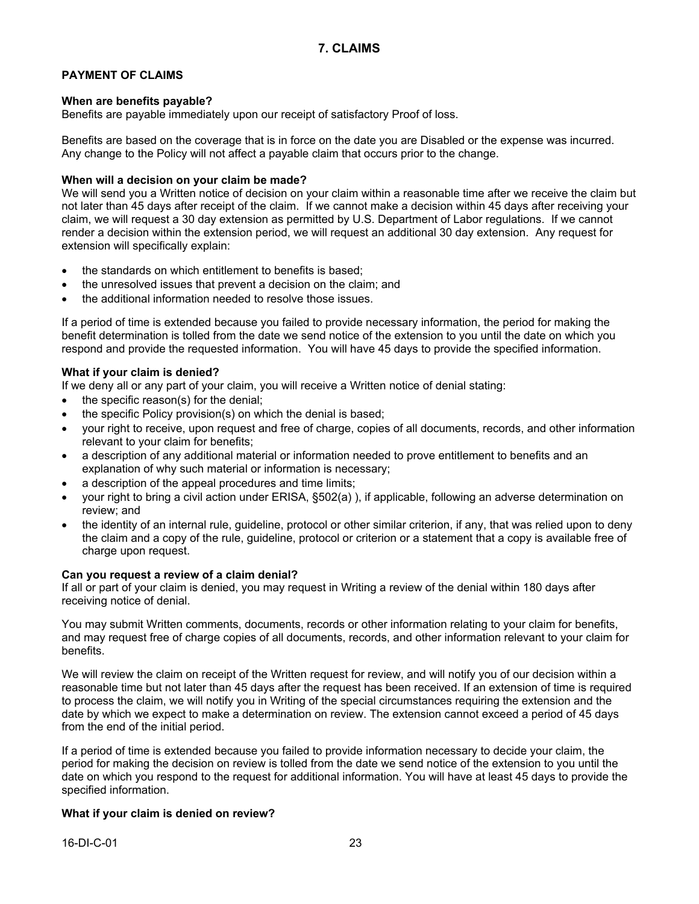# 7. CLAIMS

## PAYMENT OF CLAIMS

### When are benefits payable?

Benefits are payable immediately upon our receipt of satisfactory Proof of loss.

Benefits are based on the coverage that is in force on the date you are Disabled or the expense was incurred. Any change to the Policy will not affect a payable claim that occurs prior to the change.

### When will a decision on your claim be made?

We will send you a Written notice of decision on your claim within a reasonable time after we receive the claim but not later than 45 days after receipt of the claim. If we cannot make a decision within 45 days after receiving your claim, we will request a 30 day extension as permitted by U.S. Department of Labor regulations. If we cannot render a decision within the extension period, we will request an additional 30 day extension. Any request for extension will specifically explain:

- the standards on which entitlement to benefits is based;
- the unresolved issues that prevent a decision on the claim; and
- the additional information needed to resolve those issues.

If a period of time is extended because you failed to provide necessary information, the period for making the benefit determination is tolled from the date we send notice of the extension to you until the date on which you respond and provide the requested information. You will have 45 days to provide the specified information.

### What if your claim is denied?

If we deny all or any part of your claim, you will receive a Written notice of denial stating:

- the specific reason(s) for the denial;
- the specific Policy provision(s) on which the denial is based;
- your right to receive, upon request and free of charge, copies of all documents, records, and other information relevant to your claim for benefits;
- a description of any additional material or information needed to prove entitlement to benefits and an explanation of why such material or information is necessary;
- a description of the appeal procedures and time limits;
- your right to bring a civil action under ERISA, §502(a) ), if applicable, following an adverse determination on review; and
- the identity of an internal rule, guideline, protocol or other similar criterion, if any, that was relied upon to deny the claim and a copy of the rule, guideline, protocol or criterion or a statement that a copy is available free of charge upon request.

### Can you request a review of a claim denial?

If all or part of your claim is denied, you may request in Writing a review of the denial within 180 days after receiving notice of denial.

You may submit Written comments, documents, records or other information relating to your claim for benefits, and may request free of charge copies of all documents, records, and other information relevant to your claim for benefits.

We will review the claim on receipt of the Written request for review, and will notify you of our decision within a reasonable time but not later than 45 days after the request has been received. If an extension of time is required to process the claim, we will notify you in Writing of the special circumstances requiring the extension and the date by which we expect to make a determination on review. The extension cannot exceed a period of 45 days from the end of the initial period.

If a period of time is extended because you failed to provide information necessary to decide your claim, the period for making the decision on review is tolled from the date we send notice of the extension to you until the date on which you respond to the request for additional information. You will have at least 45 days to provide the specified information.

### What if your claim is denied on review?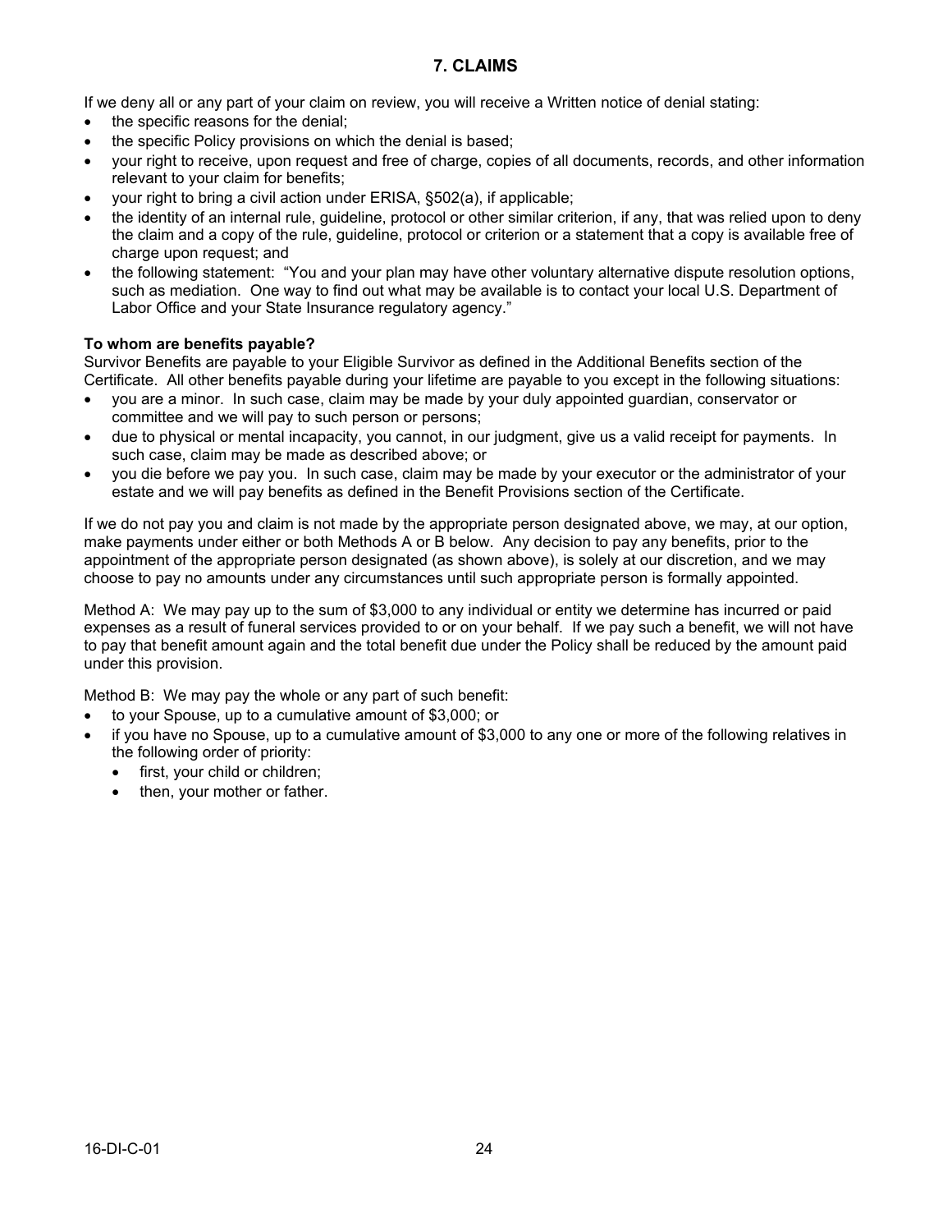## 7. CLAIMS

If we deny all or any part of your claim on review, you will receive a Written notice of denial stating:

- the specific reasons for the denial;
- the specific Policy provisions on which the denial is based;
- your right to receive, upon request and free of charge, copies of all documents, records, and other information relevant to your claim for benefits;
- your right to bring a civil action under ERISA, §502(a), if applicable;
- the identity of an internal rule, guideline, protocol or other similar criterion, if any, that was relied upon to deny the claim and a copy of the rule, guideline, protocol or criterion or a statement that a copy is available free of charge upon request; and
- the following statement: "You and your plan may have other voluntary alternative dispute resolution options, such as mediation. One way to find out what may be available is to contact your local U.S. Department of Labor Office and your State Insurance regulatory agency."

**To whom are benefits payable?**
Survivor Benefits are payable to your Eligible Survivor as defined in the Additional Benefits section of the Certificate. All other benefits payable during your lifetime are payable to you except in the following situations:

- you are a minor. In such case, claim may be made by your duly appointed guardian, conservator or committee and we will pay to such person or persons;
- due to physical or mental incapacity, you cannot, in our judgment, give us a valid receipt for payments. In such case, claim may be made as described above; or
- you die before we pay you. In such case, claim may be made by your executor or the administrator of your estate and we will pay benefits as defined in the Benefit Provisions section of the Certificate.

If we do not pay you and claim is not made by the appropriate person designated above, we may, at our option, make payments under either or both Methods A or B below. Any decision to pay any benefits, prior to the appointment of the appropriate person designated (as shown above), is solely at our discretion, and we may choose to pay no amounts under any circumstances until such appropriate person is formally appointed.

Method A: We may pay up to the sum of $3,000 to any individual or entity we determine has incurred or paid expenses as a result of funeral services provided to or on your behalf. If we pay such a benefit, we will not have to pay that benefit amount again and the total benefit due under the Policy shall be reduced by the amount paid under this provision.

Method B: We may pay the whole or any part of such benefit:

- to your Spouse, up to a cumulative amount of $3,000; or
- if you have no Spouse, up to a cumulative amount of $3,000 to any one or more of the following relatives in the following order of priority:
  - first, your child or children;
  - then, your mother or father.

16-DI-C-01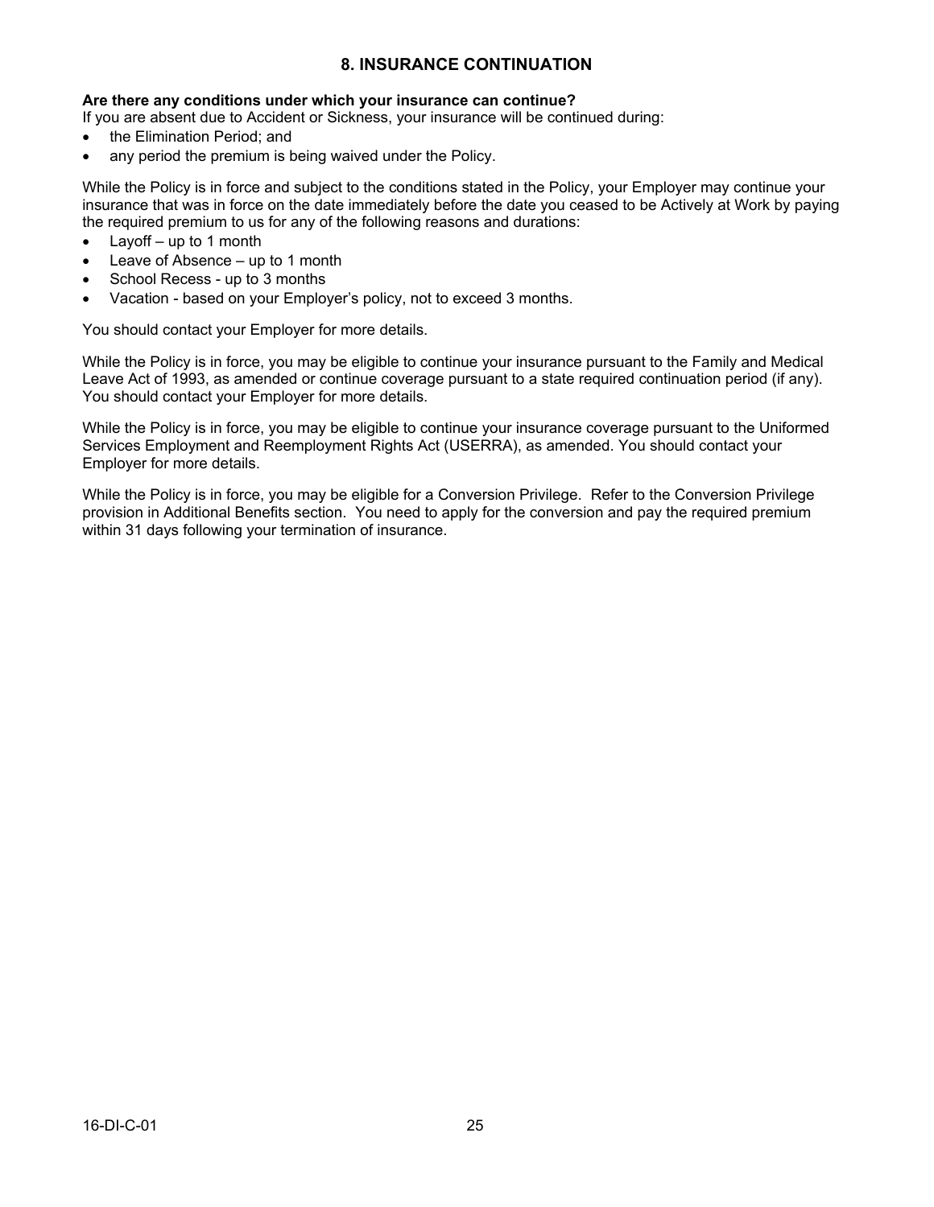## 8. INSURANCE CONTINUATION

**Are there any conditions under which your insurance can continue?**
If you are absent due to Accident or Sickness, your insurance will be continued during:

- the Elimination Period; and
- any period the premium is being waived under the Policy.

While the Policy is in force and subject to the conditions stated in the Policy, your Employer may continue your insurance that was in force on the date immediately before the date you ceased to be Actively at Work by paying the required premium to us for any of the following reasons and durations:

- Layoff – up to 1 month
- Leave of Absence – up to 1 month
- School Recess - up to 3 months
- Vacation - based on your Employer's policy, not to exceed 3 months.

You should contact your Employer for more details.

While the Policy is in force, you may be eligible to continue your insurance pursuant to the Family and Medical Leave Act of 1993, as amended or continue coverage pursuant to a state required continuation period (if any). You should contact your Employer for more details.

While the Policy is in force, you may be eligible to continue your insurance coverage pursuant to the Uniformed Services Employment and Reemployment Rights Act (USERRA), as amended. You should contact your Employer for more details.

While the Policy is in force, you may be eligible for a Conversion Privilege. Refer to the Conversion Privilege provision in Additional Benefits section. You need to apply for the conversion and pay the required premium within 31 days following your termination of insurance.

16-DI-C-01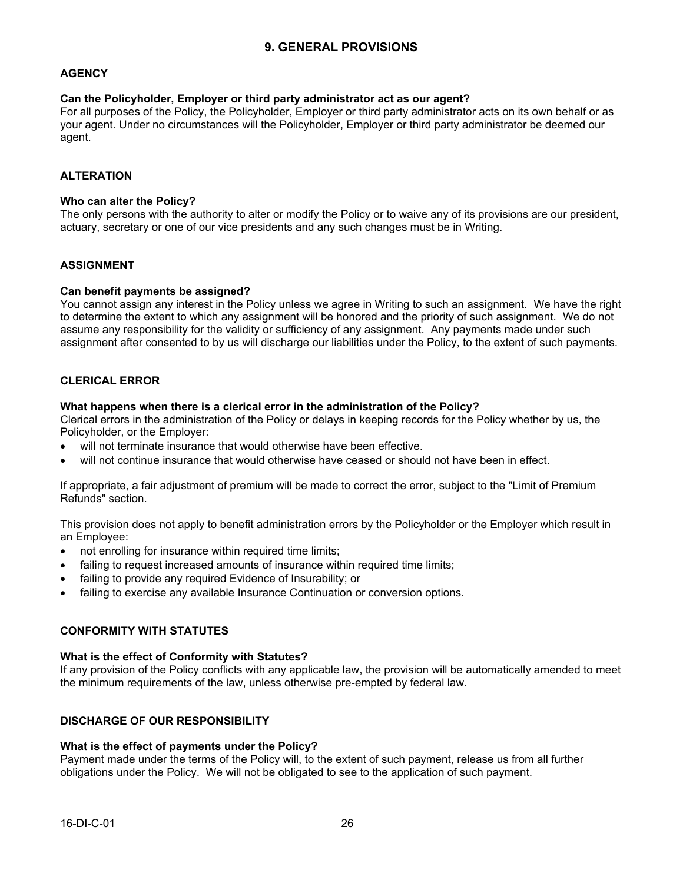# 9. GENERAL PROVISIONS

## AGENCY

**Can the Policyholder, Employer or third party administrator act as our agent?**
For all purposes of the Policy, the Policyholder, Employer or third party administrator acts on its own behalf or as your agent. Under no circumstances will the Policyholder, Employer or third party administrator be deemed our agent.

## ALTERATION

**Who can alter the Policy?**
The only persons with the authority to alter or modify the Policy or to waive any of its provisions are our president, actuary, secretary or one of our vice presidents and any such changes must be in Writing.

## ASSIGNMENT

**Can benefit payments be assigned?**
You cannot assign any interest in the Policy unless we agree in Writing to such an assignment. We have the right to determine the extent to which any assignment will be honored and the priority of such assignment. We do not assume any responsibility for the validity or sufficiency of any assignment. Any payments made under such assignment after consented to by us will discharge our liabilities under the Policy, to the extent of such payments.

## CLERICAL ERROR

**What happens when there is a clerical error in the administration of the Policy?**
Clerical errors in the administration of the Policy or delays in keeping records for the Policy whether by us, the Policyholder, or the Employer:

- will not terminate insurance that would otherwise have been effective.
- will not continue insurance that would otherwise have ceased or should not have been in effect.

If appropriate, a fair adjustment of premium will be made to correct the error, subject to the "Limit of Premium Refunds" section.

This provision does not apply to benefit administration errors by the Policyholder or the Employer which result in an Employee:

- not enrolling for insurance within required time limits;
- failing to request increased amounts of insurance within required time limits;
- failing to provide any required Evidence of Insurability; or
- failing to exercise any available Insurance Continuation or conversion options.

## CONFORMITY WITH STATUTES

**What is the effect of Conformity with Statutes?**
If any provision of the Policy conflicts with any applicable law, the provision will be automatically amended to meet the minimum requirements of the law, unless otherwise pre-empted by federal law.

## DISCHARGE OF OUR RESPONSIBILITY

**What is the effect of payments under the Policy?**
Payment made under the terms of the Policy will, to the extent of such payment, release us from all further obligations under the Policy. We will not be obligated to see to the application of such payment.

16-DI-C-01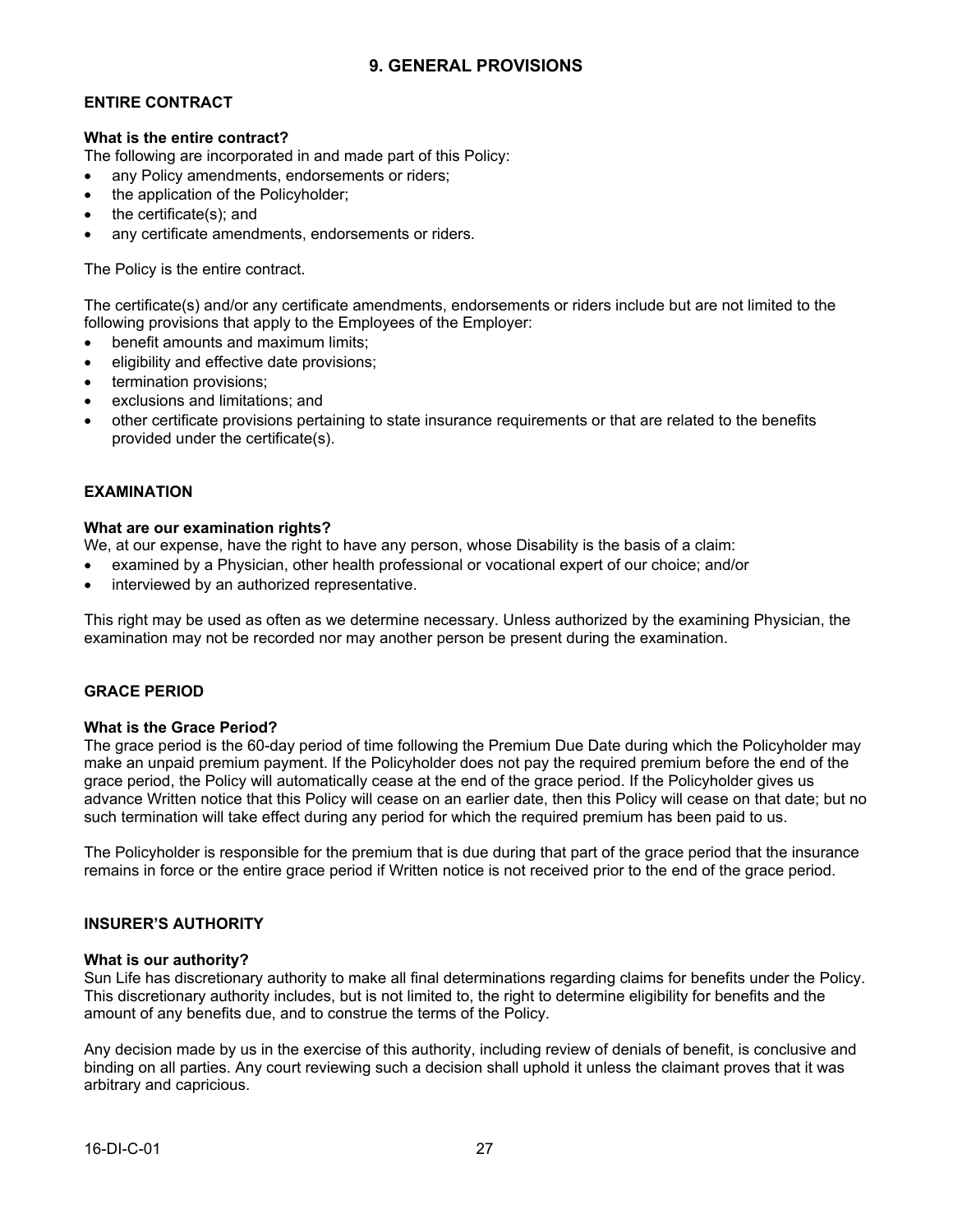# 9. GENERAL PROVISIONS

## ENTIRE CONTRACT

**What is the entire contract?**
The following are incorporated in and made part of this Policy:

- any Policy amendments, endorsements or riders;
- the application of the Policyholder;
- the certificate(s); and
- any certificate amendments, endorsements or riders.

The Policy is the entire contract.

The certificate(s) and/or any certificate amendments, endorsements or riders include but are not limited to the following provisions that apply to the Employees of the Employer:

- benefit amounts and maximum limits;
- eligibility and effective date provisions;
- termination provisions;
- exclusions and limitations; and
- other certificate provisions pertaining to state insurance requirements or that are related to the benefits provided under the certificate(s).

## EXAMINATION

**What are our examination rights?**
We, at our expense, have the right to have any person, whose Disability is the basis of a claim:

- examined by a Physician, other health professional or vocational expert of our choice; and/or
- interviewed by an authorized representative.

This right may be used as often as we determine necessary. Unless authorized by the examining Physician, the examination may not be recorded nor may another person be present during the examination.

## GRACE PERIOD

**What is the Grace Period?**
The grace period is the 60-day period of time following the Premium Due Date during which the Policyholder may make an unpaid premium payment. If the Policyholder does not pay the required premium before the end of the grace period, the Policy will automatically cease at the end of the grace period. If the Policyholder gives us advance Written notice that this Policy will cease on an earlier date, then this Policy will cease on that date; but no such termination will take effect during any period for which the required premium has been paid to us.

The Policyholder is responsible for the premium that is due during that part of the grace period that the insurance remains in force or the entire grace period if Written notice is not received prior to the end of the grace period.

## INSURER'S AUTHORITY

**What is our authority?**
Sun Life has discretionary authority to make all final determinations regarding claims for benefits under the Policy. This discretionary authority includes, but is not limited to, the right to determine eligibility for benefits and the amount of any benefits due, and to construe the terms of the Policy.

Any decision made by us in the exercise of this authority, including review of denials of benefit, is conclusive and binding on all parties. Any court reviewing such a decision shall uphold it unless the claimant proves that it was arbitrary and capricious.

16-DI-C-01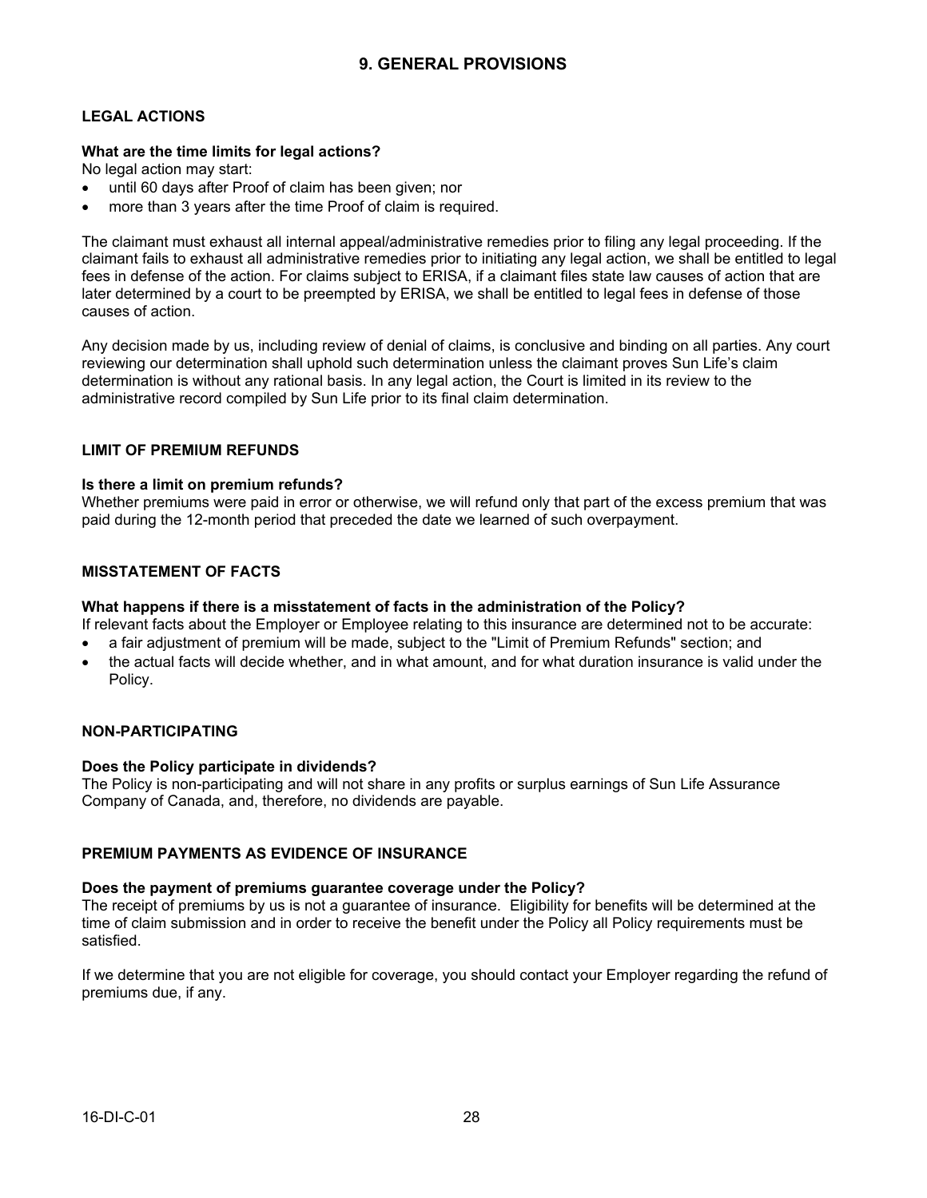# 9. GENERAL PROVISIONS

## LEGAL ACTIONS

**What are the time limits for legal actions?**
No legal action may start:

- until 60 days after Proof of claim has been given; nor
- more than 3 years after the time Proof of claim is required.

The claimant must exhaust all internal appeal/administrative remedies prior to filing any legal proceeding. If the claimant fails to exhaust all administrative remedies prior to initiating any legal action, we shall be entitled to legal fees in defense of the action. For claims subject to ERISA, if a claimant files state law causes of action that are later determined by a court to be preempted by ERISA, we shall be entitled to legal fees in defense of those causes of action.

Any decision made by us, including review of denial of claims, is conclusive and binding on all parties. Any court reviewing our determination shall uphold such determination unless the claimant proves Sun Life's claim determination is without any rational basis. In any legal action, the Court is limited in its review to the administrative record compiled by Sun Life prior to its final claim determination.

## LIMIT OF PREMIUM REFUNDS

**Is there a limit on premium refunds?**
Whether premiums were paid in error or otherwise, we will refund only that part of the excess premium that was paid during the 12-month period that preceded the date we learned of such overpayment.

## MISSTATEMENT OF FACTS

**What happens if there is a misstatement of facts in the administration of the Policy?**
If relevant facts about the Employer or Employee relating to this insurance are determined not to be accurate:

- a fair adjustment of premium will be made, subject to the "Limit of Premium Refunds" section; and
- the actual facts will decide whether, and in what amount, and for what duration insurance is valid under the Policy.

## NON-PARTICIPATING

**Does the Policy participate in dividends?**
The Policy is non-participating and will not share in any profits or surplus earnings of Sun Life Assurance Company of Canada, and, therefore, no dividends are payable.

## PREMIUM PAYMENTS AS EVIDENCE OF INSURANCE

**Does the payment of premiums guarantee coverage under the Policy?**
The receipt of premiums by us is not a guarantee of insurance. Eligibility for benefits will be determined at the time of claim submission and in order to receive the benefit under the Policy all Policy requirements must be satisfied.

If we determine that you are not eligible for coverage, you should contact your Employer regarding the refund of premiums due, if any.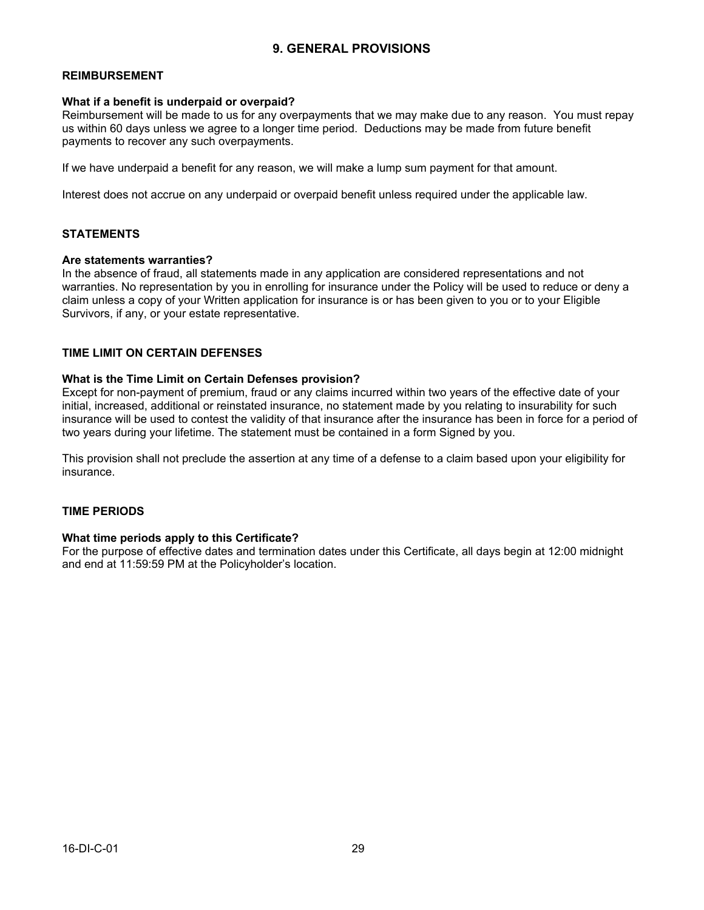# 9. GENERAL PROVISIONS

## REIMBURSEMENT

**What if a benefit is underpaid or overpaid?**

Reimbursement will be made to us for any overpayments that we may make due to any reason. You must repay us within 60 days unless we agree to a longer time period. Deductions may be made from future benefit payments to recover any such overpayments.

If we have underpaid a benefit for any reason, we will make a lump sum payment for that amount.

Interest does not accrue on any underpaid or overpaid benefit unless required under the applicable law.

## STATEMENTS

**Are statements warranties?**

In the absence of fraud, all statements made in any application are considered representations and not warranties. No representation by you in enrolling for insurance under the Policy will be used to reduce or deny a claim unless a copy of your Written application for insurance is or has been given to you or to your Eligible Survivors, if any, or your estate representative.

## TIME LIMIT ON CERTAIN DEFENSES

**What is the Time Limit on Certain Defenses provision?**

Except for non-payment of premium, fraud or any claims incurred within two years of the effective date of your initial, increased, additional or reinstated insurance, no statement made by you relating to insurability for such insurance will be used to contest the validity of that insurance after the insurance has been in force for a period of two years during your lifetime. The statement must be contained in a form Signed by you.

This provision shall not preclude the assertion at any time of a defense to a claim based upon your eligibility for insurance.

## TIME PERIODS

**What time periods apply to this Certificate?**

For the purpose of effective dates and termination dates under this Certificate, all days begin at 12:00 midnight and end at 11:59:59 PM at the Policyholder's location.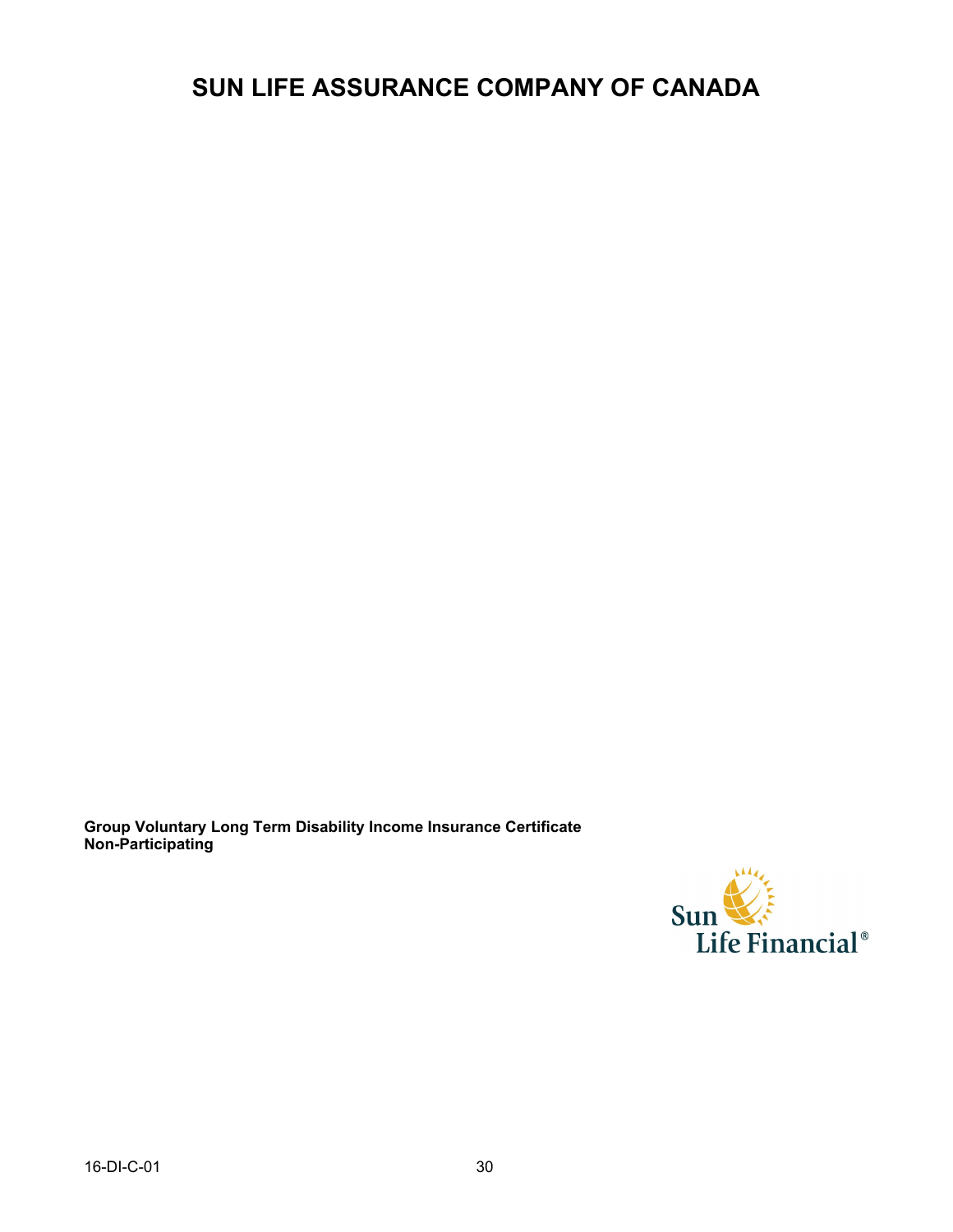# SUN LIFE ASSURANCE COMPANY OF CANADA

**Group Voluntary Long Term Disability Income Insurance Certificate**
**Non-Participating**

Sun Life Financial®

16-DI-C-01